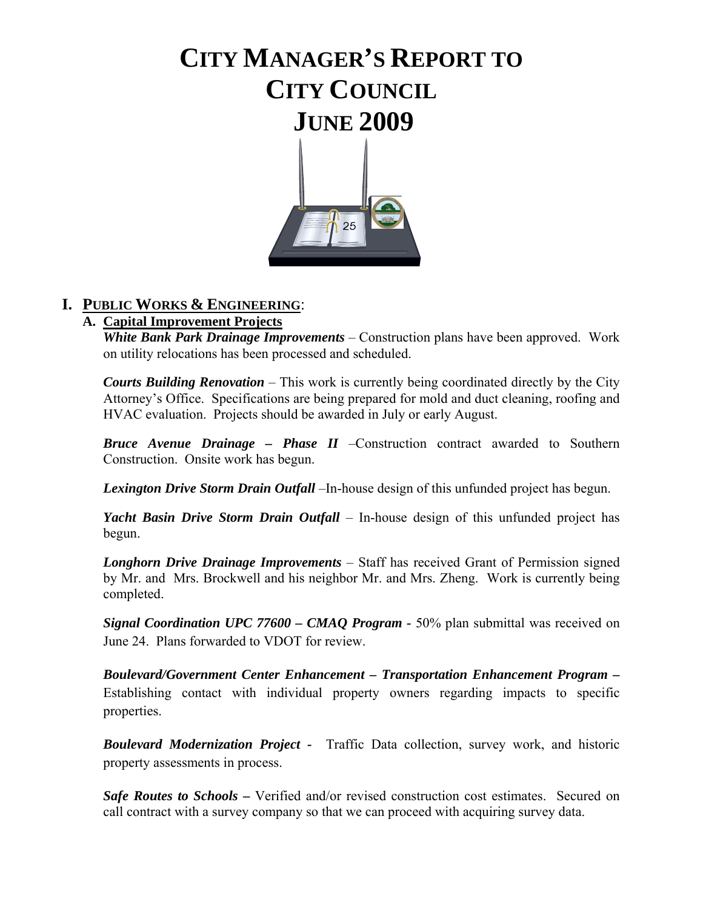# CITY MANAGER'S REPORT TO CITY COUNCIL JUNE 2009

## I. PUBLIC WORKS & ENGINEERING:

### A. Capital Improvement Projects

***White Bank Park Drainage Improvements*** – Construction plans have been approved. Work on utility relocations has been processed and scheduled.

***Courts Building Renovation*** – This work is currently being coordinated directly by the City Attorney's Office. Specifications are being prepared for mold and duct cleaning, roofing and HVAC evaluation. Projects should be awarded in July or early August.

***Bruce Avenue Drainage – Phase II*** –Construction contract awarded to Southern Construction. Onsite work has begun.

***Lexington Drive Storm Drain Outfall*** –In-house design of this unfunded project has begun.

***Yacht Basin Drive Storm Drain Outfall*** – In-house design of this unfunded project has begun.

***Longhorn Drive Drainage Improvements*** – Staff has received Grant of Permission signed by Mr. and Mrs. Brockwell and his neighbor Mr. and Mrs. Zheng. Work is currently being completed.

***Signal Coordination UPC 77600 – CMAQ Program -*** 50% plan submittal was received on June 24. Plans forwarded to VDOT for review.

***Boulevard/Government Center Enhancement – Transportation Enhancement Program –*** Establishing contact with individual property owners regarding impacts to specific properties.

***Boulevard Modernization Project -*** Traffic Data collection, survey work, and historic property assessments in process.

***Safe Routes to Schools –*** Verified and/or revised construction cost estimates. Secured on call contract with a survey company so that we can proceed with acquiring survey data.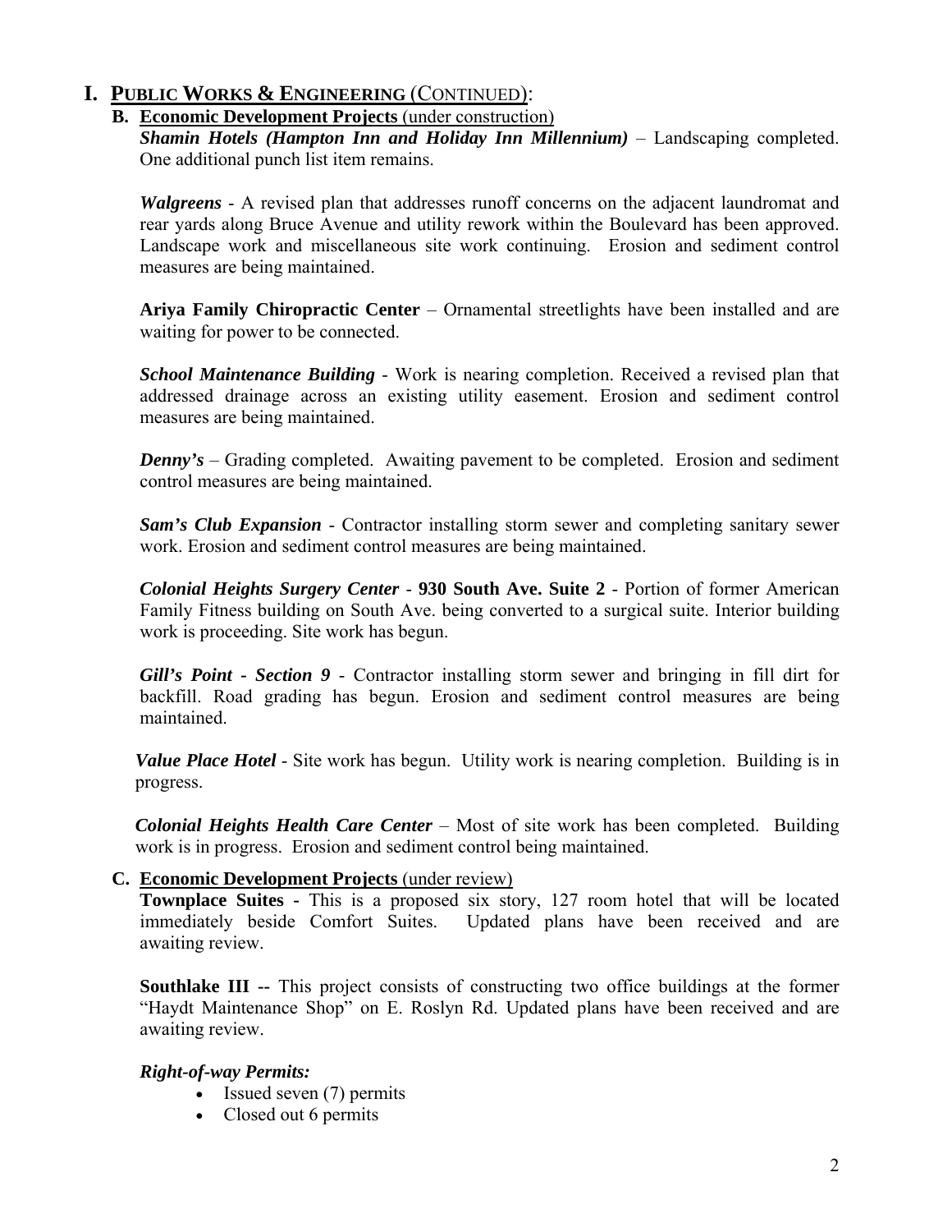# I. Public Works & Engineering (Continued):

## B. Economic Development Projects (under construction)

***Shamin Hotels (Hampton Inn and Holiday Inn Millennium)*** – Landscaping completed. One additional punch list item remains.

***Walgreens*** - A revised plan that addresses runoff concerns on the adjacent laundromat and rear yards along Bruce Avenue and utility rework within the Boulevard has been approved. Landscape work and miscellaneous site work continuing. Erosion and sediment control measures are being maintained.

**Ariya Family Chiropractic Center** – Ornamental streetlights have been installed and are waiting for power to be connected.

***School Maintenance Building*** - Work is nearing completion. Received a revised plan that addressed drainage across an existing utility easement. Erosion and sediment control measures are being maintained.

***Denny's*** – Grading completed. Awaiting pavement to be completed. Erosion and sediment control measures are being maintained.

***Sam's Club Expansion*** - Contractor installing storm sewer and completing sanitary sewer work. Erosion and sediment control measures are being maintained.

***Colonial Heights Surgery Center*** - **930 South Ave. Suite 2** - Portion of former American Family Fitness building on South Ave. being converted to a surgical suite. Interior building work is proceeding. Site work has begun.

***Gill's Point - Section 9*** - Contractor installing storm sewer and bringing in fill dirt for backfill. Road grading has begun. Erosion and sediment control measures are being maintained.

***Value Place Hotel*** - Site work has begun. Utility work is nearing completion. Building is in progress.

***Colonial Heights Health Care Center*** – Most of site work has been completed. Building work is in progress. Erosion and sediment control being maintained.

## C. Economic Development Projects (under review)

**Townplace Suites -** This is a proposed six story, 127 room hotel that will be located immediately beside Comfort Suites. Updated plans have been received and are awaiting review.

**Southlake III --** This project consists of constructing two office buildings at the former "Haydt Maintenance Shop" on E. Roslyn Rd. Updated plans have been received and are awaiting review.

***Right-of-way Permits:***

- Issued seven (7) permits
- Closed out 6 permits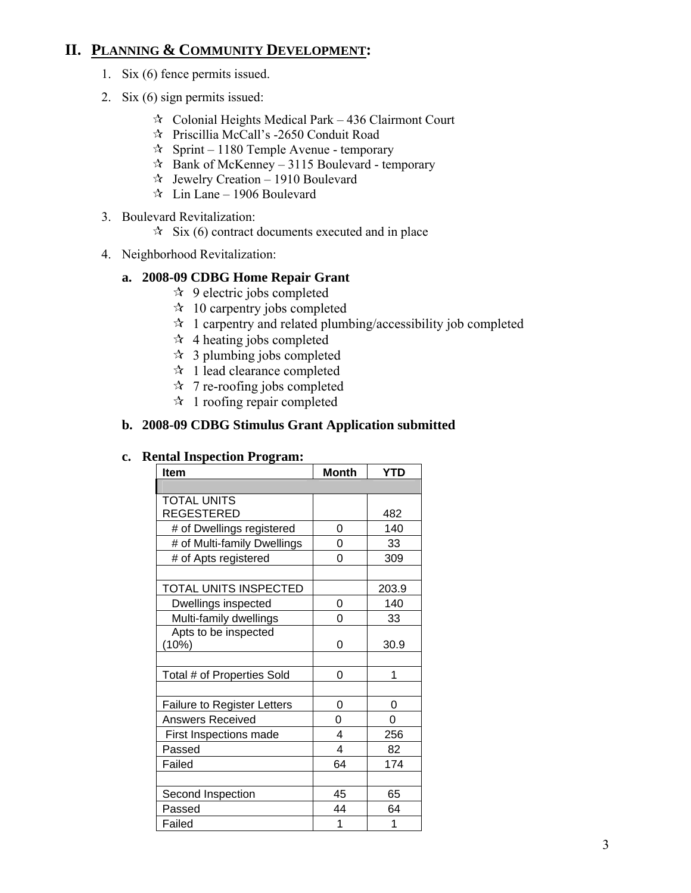## II. PLANNING & COMMUNITY DEVELOPMENT:

1. Six (6) fence permits issued.
2. Six (6) sign permits issued:
   - ☆ Colonial Heights Medical Park – 436 Clairmont Court
   - ☆ Priscillia McCall's -2650 Conduit Road
   - ☆ Sprint – 1180 Temple Avenue - temporary
   - ☆ Bank of McKenney – 3115 Boulevard - temporary
   - ☆ Jewelry Creation – 1910 Boulevard
   - ☆ Lin Lane – 1906 Boulevard
3. Boulevard Revitalization:
   - ☆ Six (6) contract documents executed and in place
4. Neighborhood Revitalization:

### a. 2008-09 CDBG Home Repair Grant

- ☆ 9 electric jobs completed
- ☆ 10 carpentry jobs completed
- ☆ 1 carpentry and related plumbing/accessibility job completed
- ☆ 4 heating jobs completed
- ☆ 3 plumbing jobs completed
- ☆ 1 lead clearance completed
- ☆ 7 re-roofing jobs completed
- ☆ 1 roofing repair completed

### b. 2008-09 CDBG Stimulus Grant Application submitted

### c. Rental Inspection Program:

| Item | Month | YTD |
|---|---|---|
| | | |
| TOTAL UNITS REGESTERED | | 482 |
| # of Dwellings registered | 0 | 140 |
| # of Multi-family Dwellings | 0 | 33 |
| # of Apts registered | 0 | 309 |
| | | |
| TOTAL UNITS INSPECTED | | 203.9 |
| Dwellings inspected | 0 | 140 |
| Multi-family dwellings | 0 | 33 |
| Apts to be inspected (10%) | 0 | 30.9 |
| | | |
| Total # of Properties Sold | 0 | 1 |
| | | |
| Failure to Register Letters | 0 | 0 |
| Answers Received | 0 | 0 |
| First Inspections made | 4 | 256 |
| Passed | 4 | 82 |
| Failed | 64 | 174 |
| | | |
| Second Inspection | 45 | 65 |
| Passed | 44 | 64 |
| Failed | 1 | 1 |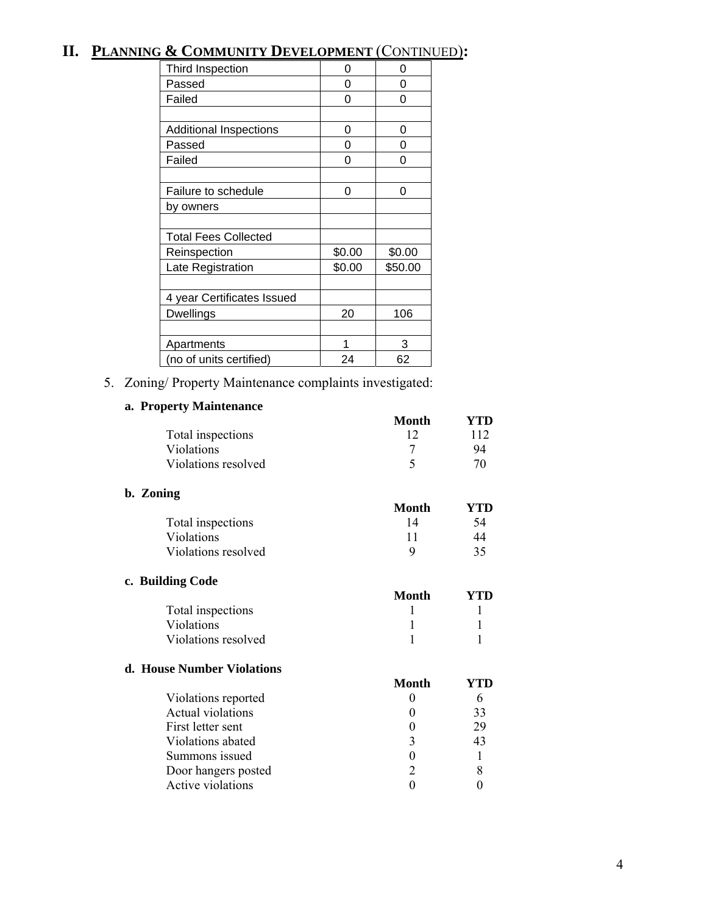## II. PLANNING & COMMUNITY DEVELOPMENT (CONTINUED):

| | | |
|---|---|---|
| Third Inspection | 0 | 0 |
| Passed | 0 | 0 |
| Failed | 0 | 0 |
| | | |
| Additional Inspections | 0 | 0 |
| Passed | 0 | 0 |
| Failed | 0 | 0 |
| | | |
| Failure to schedule | 0 | 0 |
| by owners | | |
| | | |
| Total Fees Collected | | |
| Reinspection | $0.00 | $0.00 |
| Late Registration | $0.00 | $50.00 |
| | | |
| 4 year Certificates Issued | | |
| Dwellings | 20 | 106 |
| | | |
| Apartments | 1 | 3 |
| (no of units certified) | 24 | 62 |

5. Zoning/ Property Maintenance complaints investigated:

**a. Property Maintenance**

| | Month | YTD |
|---|---|---|
| Total inspections | 12 | 112 |
| Violations | 7 | 94 |
| Violations resolved | 5 | 70 |

**b. Zoning**

| | Month | YTD |
|---|---|---|
| Total inspections | 14 | 54 |
| Violations | 11 | 44 |
| Violations resolved | 9 | 35 |

**c. Building Code**

| | Month | YTD |
|---|---|---|
| Total inspections | 1 | 1 |
| Violations | 1 | 1 |
| Violations resolved | 1 | 1 |

**d. House Number Violations**

| | Month | YTD |
|---|---|---|
| Violations reported | 0 | 6 |
| Actual violations | 0 | 33 |
| First letter sent | 0 | 29 |
| Violations abated | 3 | 43 |
| Summons issued | 0 | 1 |
| Door hangers posted | 2 | 8 |
| Active violations | 0 | 0 |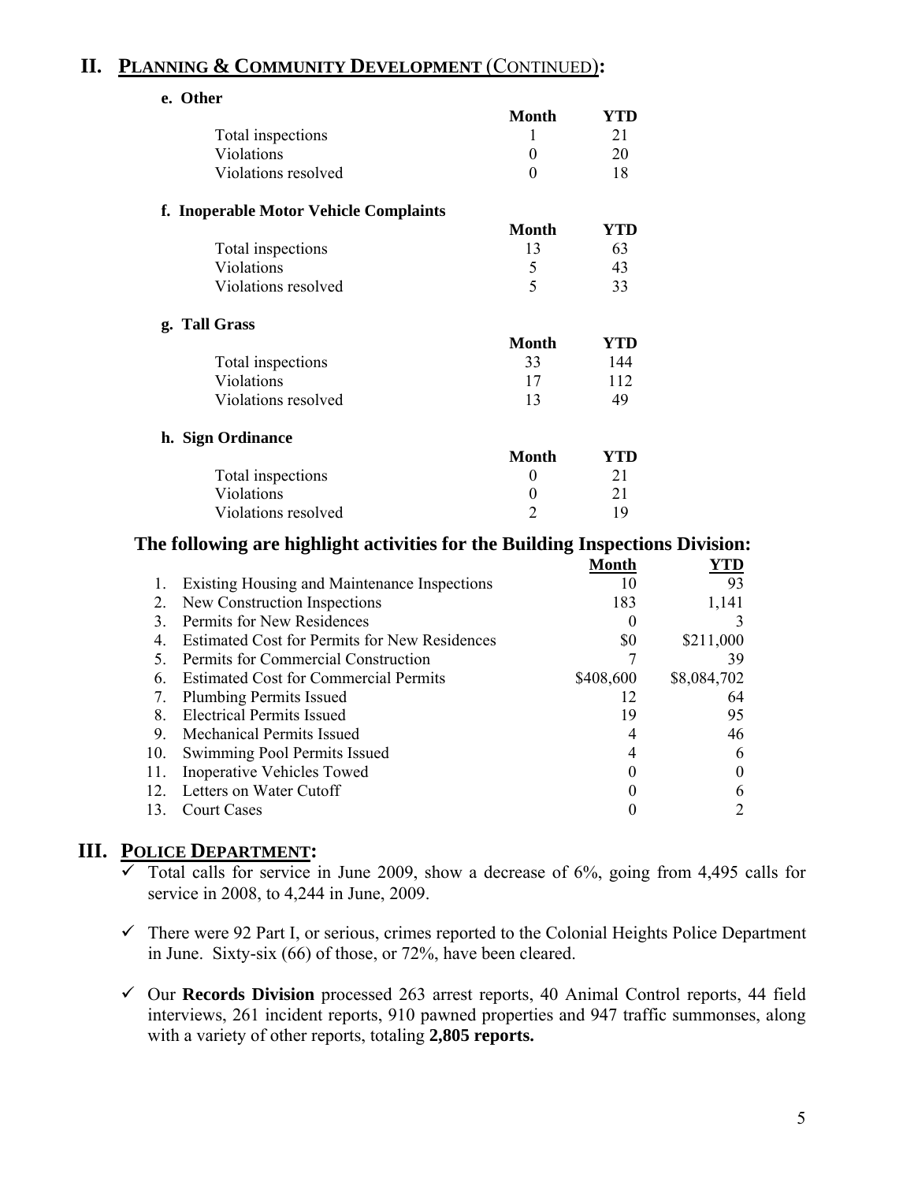## II. PLANNING & COMMUNITY DEVELOPMENT (CONTINUED):

**e. Other**

| | Month | YTD |
|---|---|---|
| Total inspections | 1 | 21 |
| Violations | 0 | 20 |
| Violations resolved | 0 | 18 |

**f. Inoperable Motor Vehicle Complaints**

| | Month | YTD |
|---|---|---|
| Total inspections | 13 | 63 |
| Violations | 5 | 43 |
| Violations resolved | 5 | 33 |

**g. Tall Grass**

| | Month | YTD |
|---|---|---|
| Total inspections | 33 | 144 |
| Violations | 17 | 112 |
| Violations resolved | 13 | 49 |

**h. Sign Ordinance**

| | Month | YTD |
|---|---|---|
| Total inspections | 0 | 21 |
| Violations | 0 | 21 |
| Violations resolved | 2 | 19 |

### The following are highlight activities for the Building Inspections Division:

| | | Month | YTD |
|---|---|---|---|
| 1. | Existing Housing and Maintenance Inspections | 10 | 93 |
| 2. | New Construction Inspections | 183 | 1,141 |
| 3. | Permits for New Residences | 0 | 3 |
| 4. | Estimated Cost for Permits for New Residences | $0 | $211,000 |
| 5. | Permits for Commercial Construction | 7 | 39 |
| 6. | Estimated Cost for Commercial Permits | $408,600 | $8,084,702 |
| 7. | Plumbing Permits Issued | 12 | 64 |
| 8. | Electrical Permits Issued | 19 | 95 |
| 9. | Mechanical Permits Issued | 4 | 46 |
| 10. | Swimming Pool Permits Issued | 4 | 6 |
| 11. | Inoperative Vehicles Towed | 0 | 0 |
| 12. | Letters on Water Cutoff | 0 | 6 |
| 13. | Court Cases | 0 | 2 |

## III. POLICE DEPARTMENT:

- ✓ Total calls for service in June 2009, show a decrease of 6%, going from 4,495 calls for service in 2008, to 4,244 in June, 2009.
- ✓ There were 92 Part I, or serious, crimes reported to the Colonial Heights Police Department in June. Sixty-six (66) of those, or 72%, have been cleared.
- ✓ Our **Records Division** processed 263 arrest reports, 40 Animal Control reports, 44 field interviews, 261 incident reports, 910 pawned properties and 947 traffic summonses, along with a variety of other reports, totaling **2,805 reports.**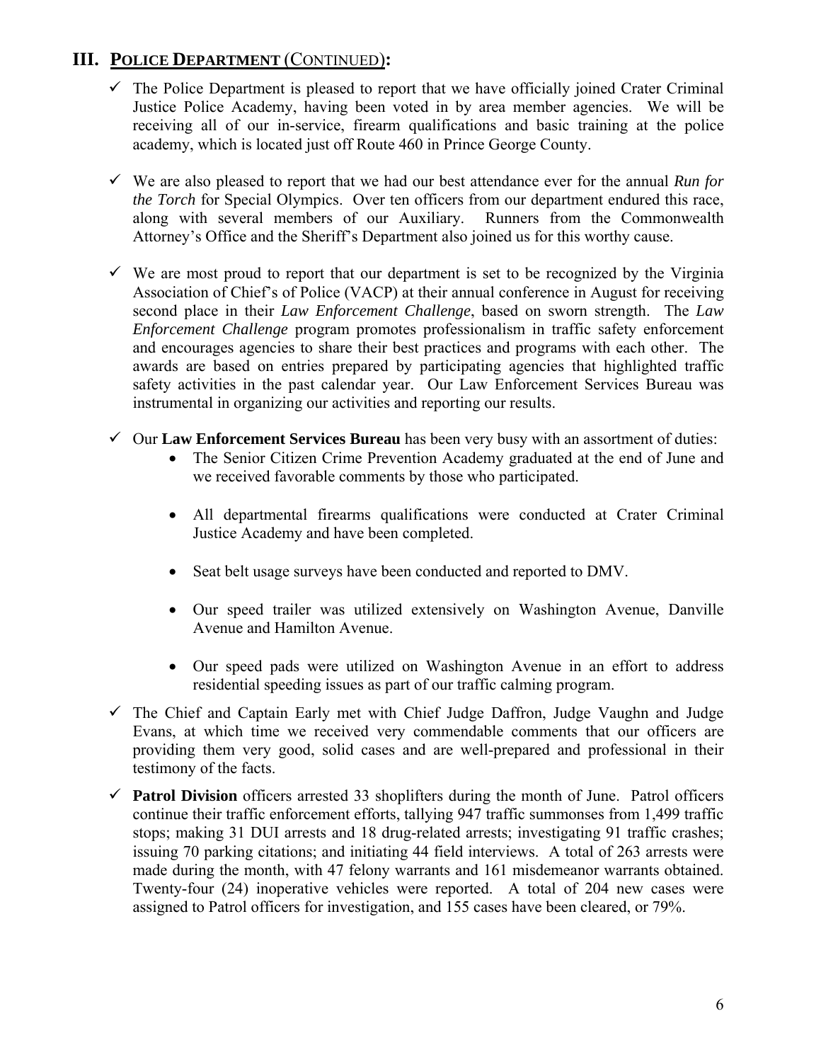## III. **POLICE DEPARTMENT** (CONTINUED):

- ✓ The Police Department is pleased to report that we have officially joined Crater Criminal Justice Police Academy, having been voted in by area member agencies. We will be receiving all of our in-service, firearm qualifications and basic training at the police academy, which is located just off Route 460 in Prince George County.

- ✓ We are also pleased to report that we had our best attendance ever for the annual *Run for the Torch* for Special Olympics. Over ten officers from our department endured this race, along with several members of our Auxiliary. Runners from the Commonwealth Attorney's Office and the Sheriff's Department also joined us for this worthy cause.

- ✓ We are most proud to report that our department is set to be recognized by the Virginia Association of Chief's of Police (VACP) at their annual conference in August for receiving second place in their *Law Enforcement Challenge*, based on sworn strength. The *Law Enforcement Challenge* program promotes professionalism in traffic safety enforcement and encourages agencies to share their best practices and programs with each other. The awards are based on entries prepared by participating agencies that highlighted traffic safety activities in the past calendar year. Our Law Enforcement Services Bureau was instrumental in organizing our activities and reporting our results.

- ✓ Our **Law Enforcement Services Bureau** has been very busy with an assortment of duties:
  - The Senior Citizen Crime Prevention Academy graduated at the end of June and we received favorable comments by those who participated.
  - All departmental firearms qualifications were conducted at Crater Criminal Justice Academy and have been completed.
  - Seat belt usage surveys have been conducted and reported to DMV.
  - Our speed trailer was utilized extensively on Washington Avenue, Danville Avenue and Hamilton Avenue.
  - Our speed pads were utilized on Washington Avenue in an effort to address residential speeding issues as part of our traffic calming program.

- ✓ The Chief and Captain Early met with Chief Judge Daffron, Judge Vaughn and Judge Evans, at which time we received very commendable comments that our officers are providing them very good, solid cases and are well-prepared and professional in their testimony of the facts.

- ✓ **Patrol Division** officers arrested 33 shoplifters during the month of June. Patrol officers continue their traffic enforcement efforts, tallying 947 traffic summonses from 1,499 traffic stops; making 31 DUI arrests and 18 drug-related arrests; investigating 91 traffic crashes; issuing 70 parking citations; and initiating 44 field interviews. A total of 263 arrests were made during the month, with 47 felony warrants and 161 misdemeanor warrants obtained. Twenty-four (24) inoperative vehicles were reported. A total of 204 new cases were assigned to Patrol officers for investigation, and 155 cases have been cleared, or 79%.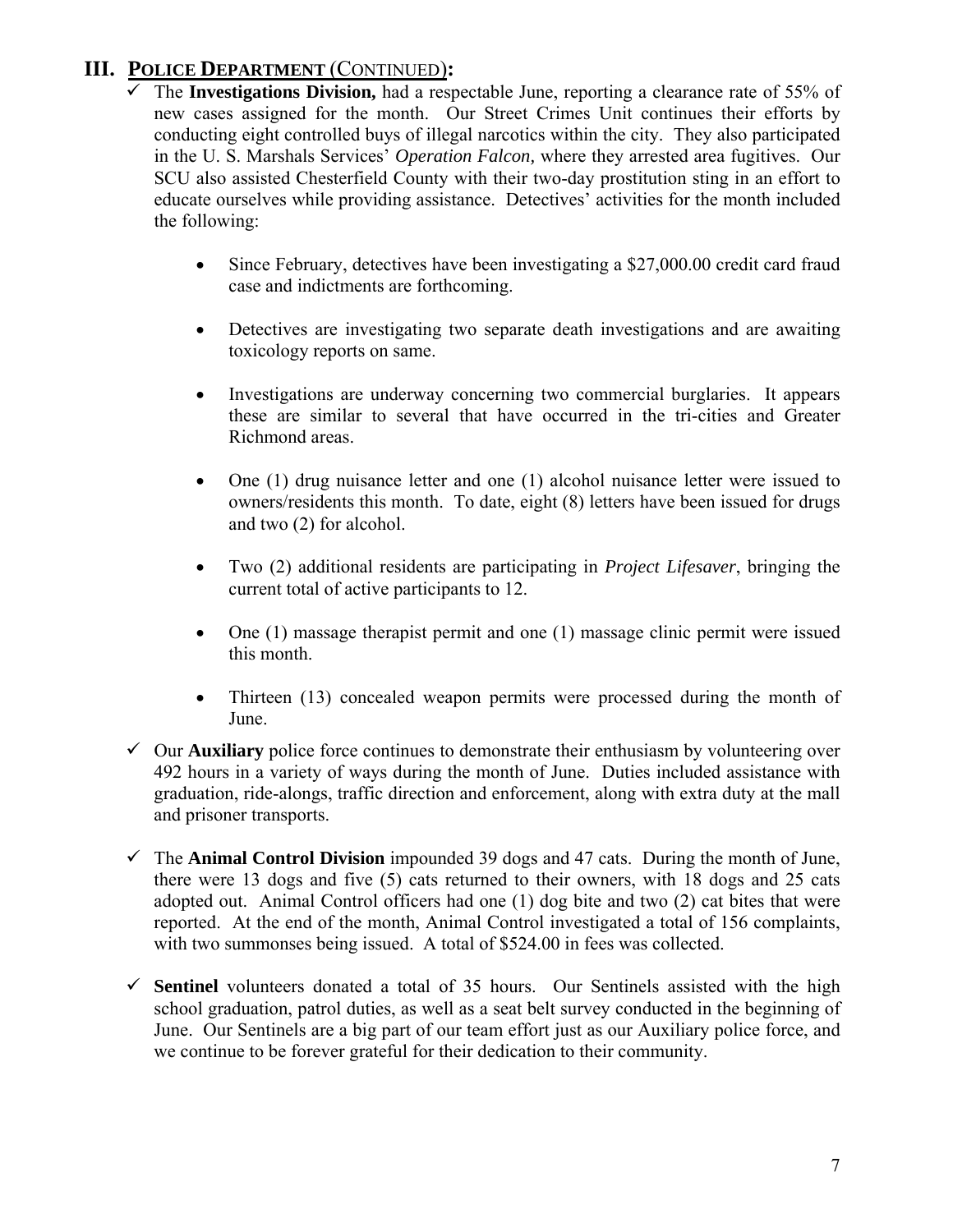## III. POLICE DEPARTMENT (CONTINUED):

- ✓ The **Investigations Division,** had a respectable June, reporting a clearance rate of 55% of new cases assigned for the month. Our Street Crimes Unit continues their efforts by conducting eight controlled buys of illegal narcotics within the city. They also participated in the U. S. Marshals Services' *Operation Falcon,* where they arrested area fugitives. Our SCU also assisted Chesterfield County with their two-day prostitution sting in an effort to educate ourselves while providing assistance. Detectives' activities for the month included the following:

  - Since February, detectives have been investigating a $27,000.00 credit card fraud case and indictments are forthcoming.
  - Detectives are investigating two separate death investigations and are awaiting toxicology reports on same.
  - Investigations are underway concerning two commercial burglaries. It appears these are similar to several that have occurred in the tri-cities and Greater Richmond areas.
  - One (1) drug nuisance letter and one (1) alcohol nuisance letter were issued to owners/residents this month. To date, eight (8) letters have been issued for drugs and two (2) for alcohol.
  - Two (2) additional residents are participating in *Project Lifesaver*, bringing the current total of active participants to 12.
  - One (1) massage therapist permit and one (1) massage clinic permit were issued this month.
  - Thirteen (13) concealed weapon permits were processed during the month of June.

- ✓ Our **Auxiliary** police force continues to demonstrate their enthusiasm by volunteering over 492 hours in a variety of ways during the month of June. Duties included assistance with graduation, ride-alongs, traffic direction and enforcement, along with extra duty at the mall and prisoner transports.

- ✓ The **Animal Control Division** impounded 39 dogs and 47 cats. During the month of June, there were 13 dogs and five (5) cats returned to their owners, with 18 dogs and 25 cats adopted out. Animal Control officers had one (1) dog bite and two (2) cat bites that were reported. At the end of the month, Animal Control investigated a total of 156 complaints, with two summonses being issued. A total of $524.00 in fees was collected.

- ✓ **Sentinel** volunteers donated a total of 35 hours. Our Sentinels assisted with the high school graduation, patrol duties, as well as a seat belt survey conducted in the beginning of June. Our Sentinels are a big part of our team effort just as our Auxiliary police force, and we continue to be forever grateful for their dedication to their community.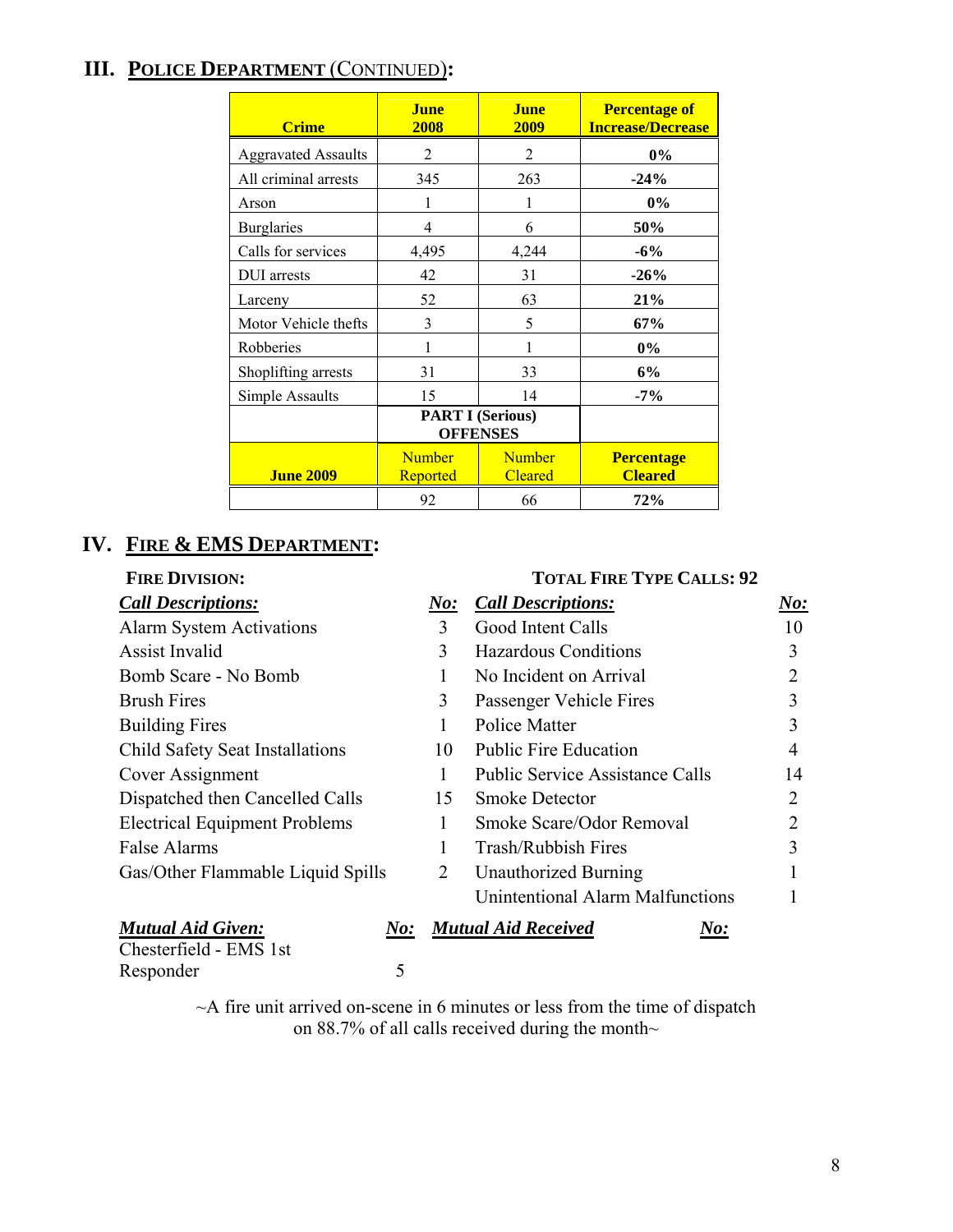## III. POLICE DEPARTMENT (CONTINUED):

| Crime | June 2008 | June 2009 | Percentage of Increase/Decrease |
|---|---|---|---|
| Aggravated Assaults | 2 | 2 | **0%** |
| All criminal arrests | 345 | 263 | **-24%** |
| Arson | 1 | 1 | **0%** |
| Burglaries | 4 | 6 | **50%** |
| Calls for services | 4,495 | 4,244 | **-6%** |
| DUI arrests | 42 | 31 | **-26%** |
| Larceny | 52 | 63 | **21%** |
| Motor Vehicle thefts | 3 | 5 | **67%** |
| Robberies | 1 | 1 | **0%** |
| Shoplifting arrests | 31 | 33 | **6%** |
| Simple Assaults | 15 | 14 | **-7%** |
| | **PART I (Serious) OFFENSES** | | |
| **June 2009** | Number Reported | Number Cleared | **Percentage Cleared** |
| | 92 | 66 | **72%** |

## IV. FIRE & EMS DEPARTMENT:

**FIRE DIVISION:** **TOTAL FIRE TYPE CALLS: 92**

| ***Call Descriptions:*** | ***No:*** | ***Call Descriptions:*** | ***No:*** |
|---|---|---|---|
| Alarm System Activations | 3 | Good Intent Calls | 10 |
| Assist Invalid | 3 | Hazardous Conditions | 3 |
| Bomb Scare - No Bomb | 1 | No Incident on Arrival | 2 |
| Brush Fires | 3 | Passenger Vehicle Fires | 3 |
| Building Fires | 1 | Police Matter | 3 |
| Child Safety Seat Installations | 10 | Public Fire Education | 4 |
| Cover Assignment | 1 | Public Service Assistance Calls | 14 |
| Dispatched then Cancelled Calls | 15 | Smoke Detector | 2 |
| Electrical Equipment Problems | 1 | Smoke Scare/Odor Removal | 2 |
| False Alarms | 1 | Trash/Rubbish Fires | 3 |
| Gas/Other Flammable Liquid Spills | 2 | Unauthorized Burning | 1 |
| | | Unintentional Alarm Malfunctions | 1 |

| ***Mutual Aid Given:*** | ***No:*** | ***Mutual Aid Received*** | ***No:*** |
|---|---|---|---|
| Chesterfield - EMS 1st Responder | 5 | | |

~A fire unit arrived on-scene in 6 minutes or less from the time of dispatch on 88.7% of all calls received during the month~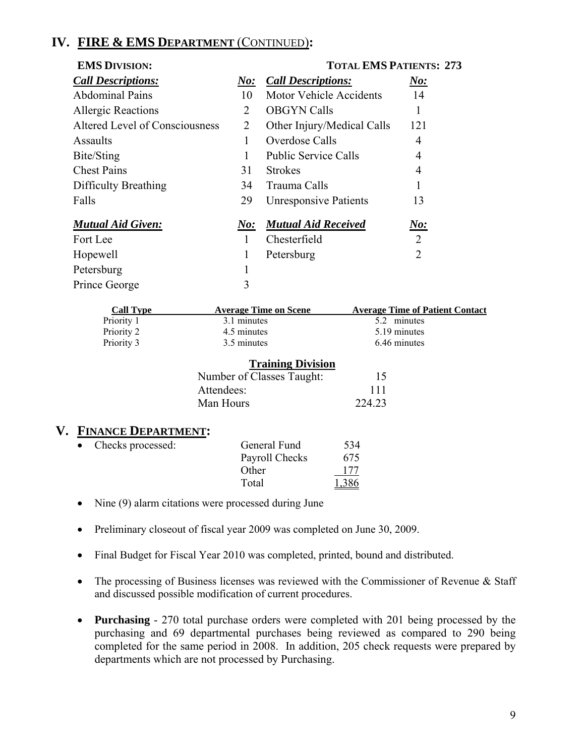## IV. FIRE & EMS DEPARTMENT (CONTINUED):

**EMS DIVISION:** **TOTAL EMS PATIENTS: 273**

| *Call Descriptions:* | *No:* | *Call Descriptions:* | *No:* |
|---|---|---|---|
| Abdominal Pains | 10 | Motor Vehicle Accidents | 14 |
| Allergic Reactions | 2 | OBGYN Calls | 1 |
| Altered Level of Consciousness | 2 | Other Injury/Medical Calls | 121 |
| Assaults | 1 | Overdose Calls | 4 |
| Bite/Sting | 1 | Public Service Calls | 4 |
| Chest Pains | 31 | Strokes | 4 |
| Difficulty Breathing | 34 | Trauma Calls | 1 |
| Falls | 29 | Unresponsive Patients | 13 |

| *Mutual Aid Given:* | *No:* | *Mutual Aid Received* | *No:* |
|---|---|---|---|
| Fort Lee | 1 | Chesterfield | 2 |
| Hopewell | 1 | Petersburg | 2 |
| Petersburg | 1 | | |
| Prince George | 3 | | |

| Call Type | Average Time on Scene | Average Time of Patient Contact |
|---|---|---|
| Priority 1 | 3.1 minutes | 5.2 minutes |
| Priority 2 | 4.5 minutes | 5.19 minutes |
| Priority 3 | 3.5 minutes | 6.46 minutes |

### Training Division

| | |
|---|---|
| Number of Classes Taught: | 15 |
| Attendees: | 111 |
| Man Hours | 224.23 |

## V. FINANCE DEPARTMENT:

- Checks processed:

| | |
|---|---|
| General Fund | 534 |
| Payroll Checks | 675 |
| Other | 177 |
| Total | 1,386 |

- Nine (9) alarm citations were processed during June
- Preliminary closeout of fiscal year 2009 was completed on June 30, 2009.
- Final Budget for Fiscal Year 2010 was completed, printed, bound and distributed.
- The processing of Business licenses was reviewed with the Commissioner of Revenue & Staff and discussed possible modification of current procedures.
- **Purchasing** - 270 total purchase orders were completed with 201 being processed by the purchasing and 69 departmental purchases being reviewed as compared to 290 being completed for the same period in 2008. In addition, 205 check requests were prepared by departments which are not processed by Purchasing.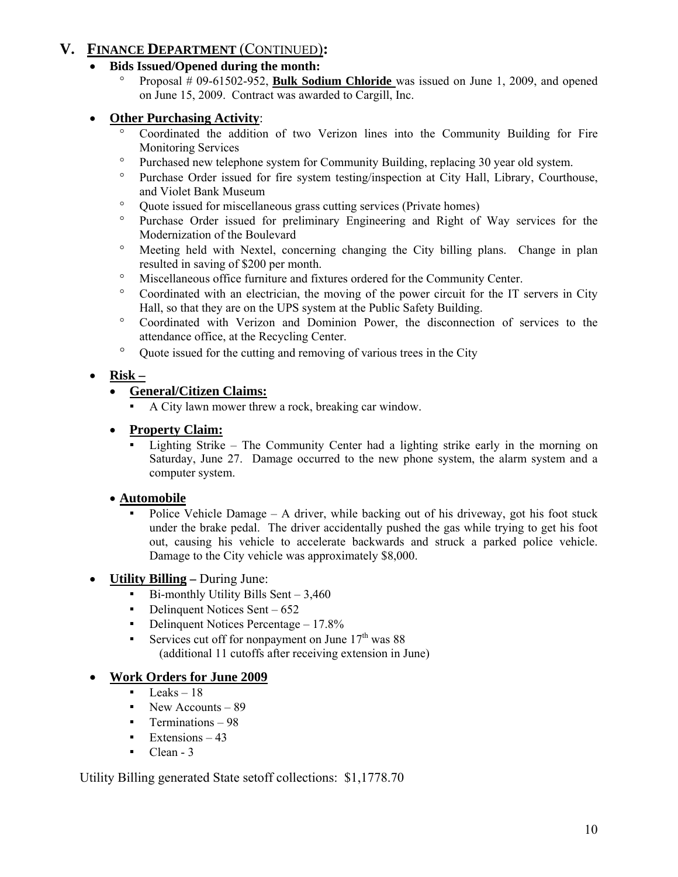## V. FINANCE DEPARTMENT (CONTINUED):

- **Bids Issued/Opened during the month:**
  - Proposal # 09-61502-952, **Bulk Sodium Chloride** was issued on June 1, 2009, and opened on June 15, 2009. Contract was awarded to Cargill, Inc.

- **Other Purchasing Activity**:
  - Coordinated the addition of two Verizon lines into the Community Building for Fire Monitoring Services
  - Purchased new telephone system for Community Building, replacing 30 year old system.
  - Purchase Order issued for fire system testing/inspection at City Hall, Library, Courthouse, and Violet Bank Museum
  - Quote issued for miscellaneous grass cutting services (Private homes)
  - Purchase Order issued for preliminary Engineering and Right of Way services for the Modernization of the Boulevard
  - Meeting held with Nextel, concerning changing the City billing plans. Change in plan resulted in saving of $200 per month.
  - Miscellaneous office furniture and fixtures ordered for the Community Center.
  - Coordinated with an electrician, the moving of the power circuit for the IT servers in City Hall, so that they are on the UPS system at the Public Safety Building.
  - Coordinated with Verizon and Dominion Power, the disconnection of services to the attendance office, at the Recycling Center.
  - Quote issued for the cutting and removing of various trees in the City

- **Risk –**
  - **General/Citizen Claims:**
    - A City lawn mower threw a rock, breaking car window.
  - **Property Claim:**
    - Lighting Strike – The Community Center had a lighting strike early in the morning on Saturday, June 27. Damage occurred to the new phone system, the alarm system and a computer system.
  - **Automobile**
    - Police Vehicle Damage – A driver, while backing out of his driveway, got his foot stuck under the brake pedal. The driver accidentally pushed the gas while trying to get his foot out, causing his vehicle to accelerate backwards and struck a parked police vehicle. Damage to the City vehicle was approximately $8,000.

- **Utility Billing –** During June:
  - Bi-monthly Utility Bills Sent – 3,460
  - Delinquent Notices Sent – 652
  - Delinquent Notices Percentage – 17.8%
  - Services cut off for nonpayment on June 17th was 88 (additional 11 cutoffs after receiving extension in June)

- **Work Orders for June 2009**
  - Leaks – 18
  - New Accounts – 89
  - Terminations – 98
  - Extensions – 43
  - Clean - 3

Utility Billing generated State setoff collections: $1,1778.70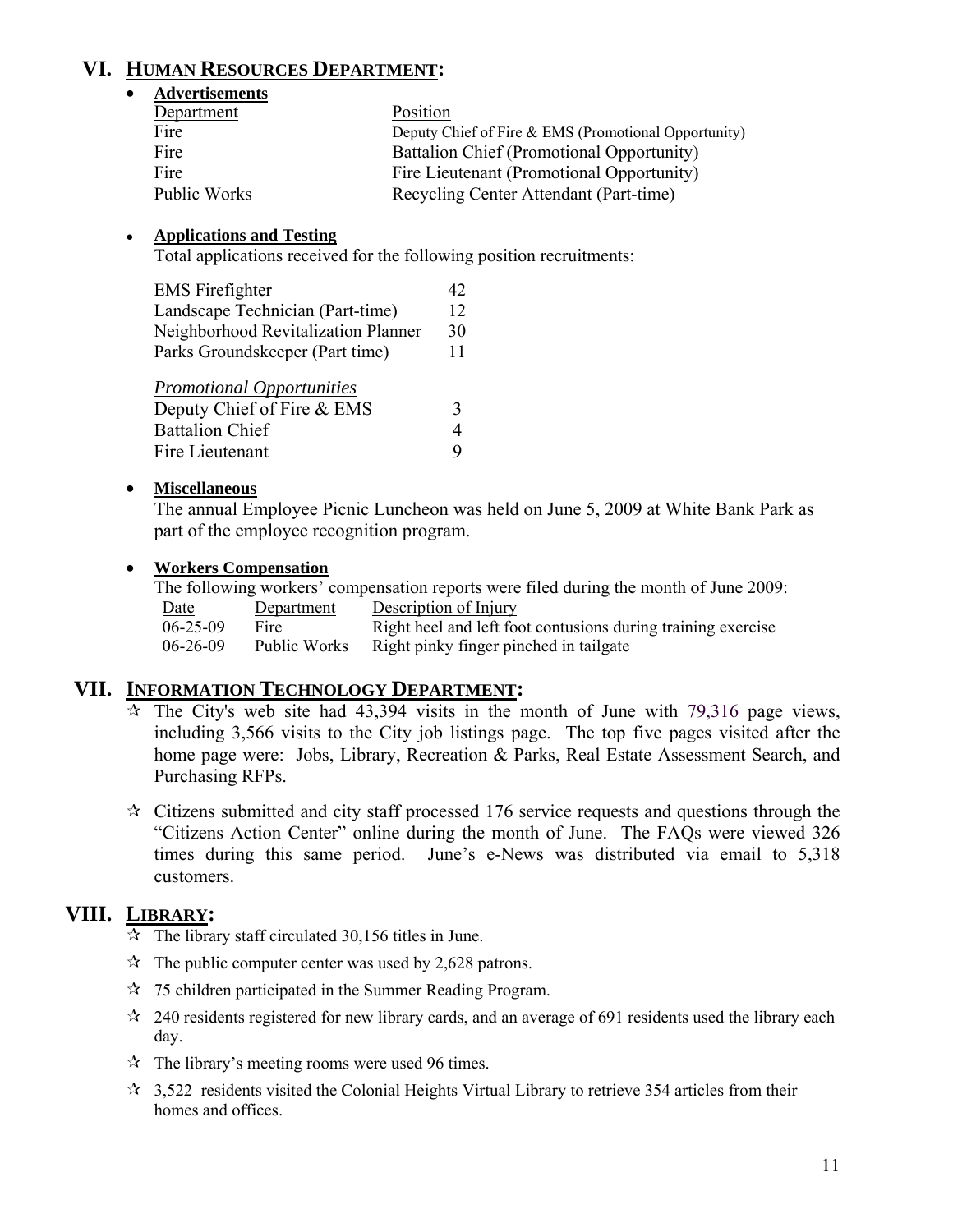## VI. HUMAN RESOURCES DEPARTMENT:

- **Advertisements**

| Department | Position |
|---|---|
| Fire | Deputy Chief of Fire & EMS (Promotional Opportunity) |
| Fire | Battalion Chief (Promotional Opportunity) |
| Fire | Fire Lieutenant (Promotional Opportunity) |
| Public Works | Recycling Center Attendant (Part-time) |

- **Applications and Testing**

  Total applications received for the following position recruitments:

| | |
|---|---|
| EMS Firefighter | 42 |
| Landscape Technician (Part-time) | 12 |
| Neighborhood Revitalization Planner | 30 |
| Parks Groundskeeper (Part time) | 11 |
| *Promotional Opportunities* | |
| Deputy Chief of Fire & EMS | 3 |
| Battalion Chief | 4 |
| Fire Lieutenant | 9 |

- **Miscellaneous**

  The annual Employee Picnic Luncheon was held on June 5, 2009 at White Bank Park as part of the employee recognition program.

- **Workers Compensation**

  The following workers' compensation reports were filed during the month of June 2009:

| Date | Department | Description of Injury |
|---|---|---|
| 06-25-09 | Fire | Right heel and left foot contusions during training exercise |
| 06-26-09 | Public Works | Right pinky finger pinched in tailgate |

## VII. INFORMATION TECHNOLOGY DEPARTMENT:

- ☆ The City's web site had 43,394 visits in the month of June with 79,316 page views, including 3,566 visits to the City job listings page. The top five pages visited after the home page were: Jobs, Library, Recreation & Parks, Real Estate Assessment Search, and Purchasing RFPs.
- ☆ Citizens submitted and city staff processed 176 service requests and questions through the "Citizens Action Center" online during the month of June. The FAQs were viewed 326 times during this same period. June's e-News was distributed via email to 5,318 customers.

## VIII. LIBRARY:

- ☆ The library staff circulated 30,156 titles in June.
- ☆ The public computer center was used by 2,628 patrons.
- ☆ 75 children participated in the Summer Reading Program.
- ☆ 240 residents registered for new library cards, and an average of 691 residents used the library each day.
- ☆ The library's meeting rooms were used 96 times.
- ☆ 3,522 residents visited the Colonial Heights Virtual Library to retrieve 354 articles from their homes and offices.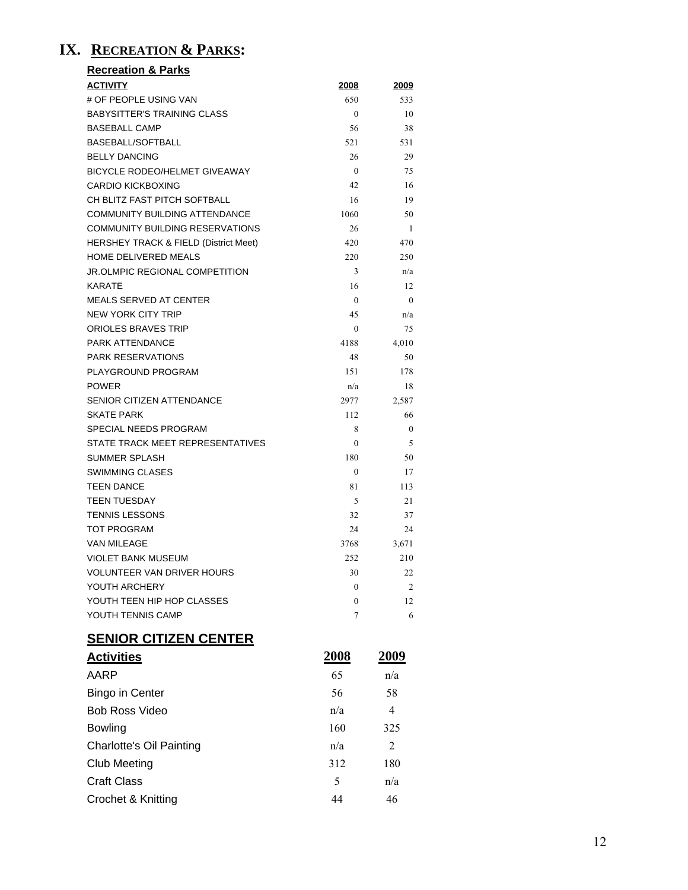# IX. RECREATION & PARKS:

## Recreation & Parks

| ACTIVITY | 2008 | 2009 |
|---|---|---|
| # OF PEOPLE USING VAN | 650 | 533 |
| BABYSITTER'S TRAINING CLASS | 0 | 10 |
| BASEBALL CAMP | 56 | 38 |
| BASEBALL/SOFTBALL | 521 | 531 |
| BELLY DANCING | 26 | 29 |
| BICYCLE RODEO/HELMET GIVEAWAY | 0 | 75 |
| CARDIO KICKBOXING | 42 | 16 |
| CH BLITZ FAST PITCH SOFTBALL | 16 | 19 |
| COMMUNITY BUILDING ATTENDANCE | 1060 | 50 |
| COMMUNITY BUILDING RESERVATIONS | 26 | 1 |
| HERSHEY TRACK & FIELD (District Meet) | 420 | 470 |
| HOME DELIVERED MEALS | 220 | 250 |
| JR.OLMPIC REGIONAL COMPETITION | 3 | n/a |
| KARATE | 16 | 12 |
| MEALS SERVED AT CENTER | 0 | 0 |
| NEW YORK CITY TRIP | 45 | n/a |
| ORIOLES BRAVES TRIP | 0 | 75 |
| PARK ATTENDANCE | 4188 | 4,010 |
| PARK RESERVATIONS | 48 | 50 |
| PLAYGROUND PROGRAM | 151 | 178 |
| POWER | n/a | 18 |
| SENIOR CITIZEN ATTENDANCE | 2977 | 2,587 |
| SKATE PARK | 112 | 66 |
| SPECIAL NEEDS PROGRAM | 8 | 0 |
| STATE TRACK MEET REPRESENTATIVES | 0 | 5 |
| SUMMER SPLASH | 180 | 50 |
| SWIMMING CLASES | 0 | 17 |
| TEEN DANCE | 81 | 113 |
| TEEN TUESDAY | 5 | 21 |
| TENNIS LESSONS | 32 | 37 |
| TOT PROGRAM | 24 | 24 |
| VAN MILEAGE | 3768 | 3,671 |
| VIOLET BANK MUSEUM | 252 | 210 |
| VOLUNTEER VAN DRIVER HOURS | 30 | 22 |
| YOUTH ARCHERY | 0 | 2 |
| YOUTH TEEN HIP HOP CLASSES | 0 | 12 |
| YOUTH TENNIS CAMP | 7 | 6 |

## SENIOR CITIZEN CENTER

| Activities | 2008 | 2009 |
|---|---|---|
| AARP | 65 | n/a |
| Bingo in Center | 56 | 58 |
| Bob Ross Video | n/a | 4 |
| Bowling | 160 | 325 |
| Charlotte's Oil Painting | n/a | 2 |
| Club Meeting | 312 | 180 |
| Craft Class | 5 | n/a |
| Crochet & Knitting | 44 | 46 |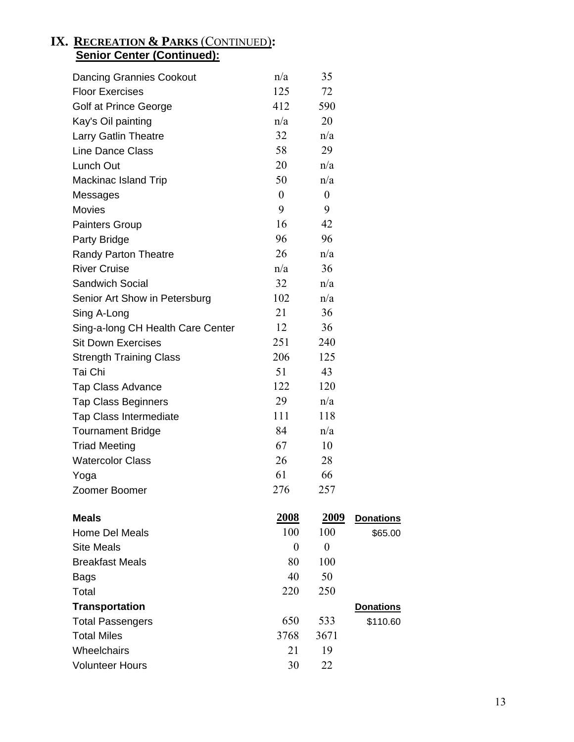# IX. Recreation & Parks (Continued):

## Senior Center (Continued):

| | | |
|---|---|---|
| Dancing Grannies Cookout | n/a | 35 |
| Floor Exercises | 125 | 72 |
| Golf at Prince George | 412 | 590 |
| Kay's Oil painting | n/a | 20 |
| Larry Gatlin Theatre | 32 | n/a |
| Line Dance Class | 58 | 29 |
| Lunch Out | 20 | n/a |
| Mackinac Island Trip | 50 | n/a |
| Messages | 0 | 0 |
| Movies | 9 | 9 |
| Painters Group | 16 | 42 |
| Party Bridge | 96 | 96 |
| Randy Parton Theatre | 26 | n/a |
| River Cruise | n/a | 36 |
| Sandwich Social | 32 | n/a |
| Senior Art Show in Petersburg | 102 | n/a |
| Sing A-Long | 21 | 36 |
| Sing-a-long CH Health Care Center | 12 | 36 |
| Sit Down Exercises | 251 | 240 |
| Strength Training Class | 206 | 125 |
| Tai Chi | 51 | 43 |
| Tap Class Advance | 122 | 120 |
| Tap Class Beginners | 29 | n/a |
| Tap Class Intermediate | 111 | 118 |
| Tournament Bridge | 84 | n/a |
| Triad Meeting | 67 | 10 |
| Watercolor Class | 26 | 28 |
| Yoga | 61 | 66 |
| Zoomer Boomer | 276 | 257 |

| **Meals** | **2008** | **2009** | **Donations** |
|---|---|---|---|
| Home Del Meals | 100 | 100 | $65.00 |
| Site Meals | 0 | 0 | |
| Breakfast Meals | 80 | 100 | |
| Bags | 40 | 50 | |
| Total | 220 | 250 | |
| **Transportation** | | | **Donations** |
| Total Passengers | 650 | 533 | $110.60 |
| Total Miles | 3768 | 3671 | |
| Wheelchairs | 21 | 19 | |
| Volunteer Hours | 30 | 22 | |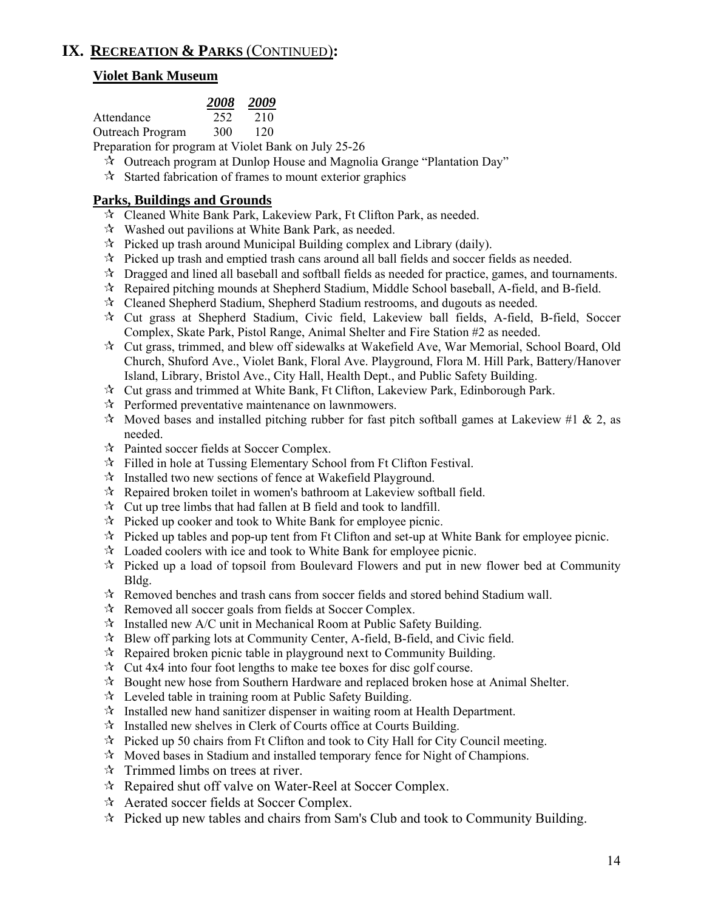# IX. RECREATION & PARKS (CONTINUED):

## Violet Bank Museum

| | 2008 | 2009 |
|---|---|---|
| Attendance | 252 | 210 |
| Outreach Program | 300 | 120 |

Preparation for program at Violet Bank on July 25-26

- Outreach program at Dunlop House and Magnolia Grange "Plantation Day"
- Started fabrication of frames to mount exterior graphics

## Parks, Buildings and Grounds

- Cleaned White Bank Park, Lakeview Park, Ft Clifton Park, as needed.
- Washed out pavilions at White Bank Park, as needed.
- Picked up trash around Municipal Building complex and Library (daily).
- Picked up trash and emptied trash cans around all ball fields and soccer fields as needed.
- Dragged and lined all baseball and softball fields as needed for practice, games, and tournaments.
- Repaired pitching mounds at Shepherd Stadium, Middle School baseball, A-field, and B-field.
- Cleaned Shepherd Stadium, Shepherd Stadium restrooms, and dugouts as needed.
- Cut grass at Shepherd Stadium, Civic field, Lakeview ball fields, A-field, B-field, Soccer Complex, Skate Park, Pistol Range, Animal Shelter and Fire Station #2 as needed.
- Cut grass, trimmed, and blew off sidewalks at Wakefield Ave, War Memorial, School Board, Old Church, Shuford Ave., Violet Bank, Floral Ave. Playground, Flora M. Hill Park, Battery/Hanover Island, Library, Bristol Ave., City Hall, Health Dept., and Public Safety Building.
- Cut grass and trimmed at White Bank, Ft Clifton, Lakeview Park, Edinborough Park.
- Performed preventative maintenance on lawnmowers.
- Moved bases and installed pitching rubber for fast pitch softball games at Lakeview #1 & 2, as needed.
- Painted soccer fields at Soccer Complex.
- Filled in hole at Tussing Elementary School from Ft Clifton Festival.
- Installed two new sections of fence at Wakefield Playground.
- Repaired broken toilet in women's bathroom at Lakeview softball field.
- Cut up tree limbs that had fallen at B field and took to landfill.
- Picked up cooker and took to White Bank for employee picnic.
- Picked up tables and pop-up tent from Ft Clifton and set-up at White Bank for employee picnic.
- Loaded coolers with ice and took to White Bank for employee picnic.
- Picked up a load of topsoil from Boulevard Flowers and put in new flower bed at Community Bldg.
- Removed benches and trash cans from soccer fields and stored behind Stadium wall.
- Removed all soccer goals from fields at Soccer Complex.
- Installed new A/C unit in Mechanical Room at Public Safety Building.
- Blew off parking lots at Community Center, A-field, B-field, and Civic field.
- Repaired broken picnic table in playground next to Community Building.
- Cut 4x4 into four foot lengths to make tee boxes for disc golf course.
- Bought new hose from Southern Hardware and replaced broken hose at Animal Shelter.
- Leveled table in training room at Public Safety Building.
- Installed new hand sanitizer dispenser in waiting room at Health Department.
- Installed new shelves in Clerk of Courts office at Courts Building.
- Picked up 50 chairs from Ft Clifton and took to City Hall for City Council meeting.
- Moved bases in Stadium and installed temporary fence for Night of Champions.
- Trimmed limbs on trees at river.
- Repaired shut off valve on Water-Reel at Soccer Complex.
- Aerated soccer fields at Soccer Complex.
- Picked up new tables and chairs from Sam's Club and took to Community Building.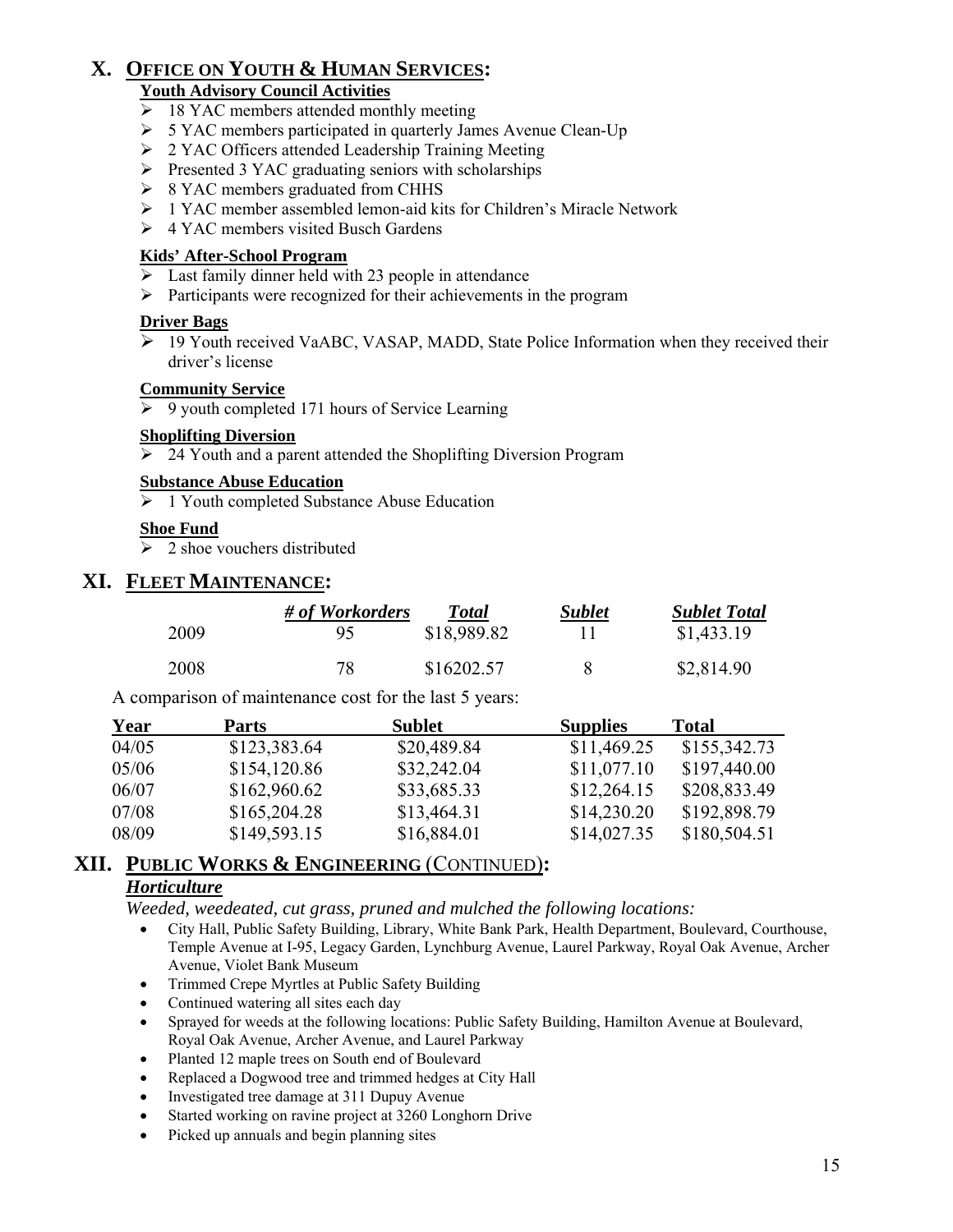## X. OFFICE ON YOUTH & HUMAN SERVICES:

### Youth Advisory Council Activities

- 18 YAC members attended monthly meeting
- 5 YAC members participated in quarterly James Avenue Clean-Up
- 2 YAC Officers attended Leadership Training Meeting
- Presented 3 YAC graduating seniors with scholarships
- 8 YAC members graduated from CHHS
- 1 YAC member assembled lemon-aid kits for Children's Miracle Network
- 4 YAC members visited Busch Gardens

### Kids' After-School Program

- Last family dinner held with 23 people in attendance
- Participants were recognized for their achievements in the program

### Driver Bags

- 19 Youth received VaABC, VASAP, MADD, State Police Information when they received their driver's license

### Community Service

- 9 youth completed 171 hours of Service Learning

### Shoplifting Diversion

- 24 Youth and a parent attended the Shoplifting Diversion Program

### Substance Abuse Education

- 1 Youth completed Substance Abuse Education

### Shoe Fund

- 2 shoe vouchers distributed

## XI. FLEET MAINTENANCE:

| | *# of Workorders* | *Total* | *Sublet* | *Sublet Total* |
|---|---|---|---|---|
| 2009 | 95 | $18,989.82 | 11 | $1,433.19 |
| 2008 | 78 | $16202.57 | 8 | $2,814.90 |

A comparison of maintenance cost for the last 5 years:

| Year | Parts | Sublet | Supplies | Total |
|---|---|---|---|---|
| 04/05 | $123,383.64 | $20,489.84 | $11,469.25 | $155,342.73 |
| 05/06 | $154,120.86 | $32,242.04 | $11,077.10 | $197,440.00 |
| 06/07 | $162,960.62 | $33,685.33 | $12,264.15 | $208,833.49 |
| 07/08 | $165,204.28 | $13,464.31 | $14,230.20 | $192,898.79 |
| 08/09 | $149,593.15 | $16,884.01 | $14,027.35 | $180,504.51 |

## XII. PUBLIC WORKS & ENGINEERING (CONTINUED):

### *Horticulture*

*Weeded, weedeated, cut grass, pruned and mulched the following locations:*

- City Hall, Public Safety Building, Library, White Bank Park, Health Department, Boulevard, Courthouse, Temple Avenue at I-95, Legacy Garden, Lynchburg Avenue, Laurel Parkway, Royal Oak Avenue, Archer Avenue, Violet Bank Museum
- Trimmed Crepe Myrtles at Public Safety Building
- Continued watering all sites each day
- Sprayed for weeds at the following locations: Public Safety Building, Hamilton Avenue at Boulevard, Royal Oak Avenue, Archer Avenue, and Laurel Parkway
- Planted 12 maple trees on South end of Boulevard
- Replaced a Dogwood tree and trimmed hedges at City Hall
- Investigated tree damage at 311 Dupuy Avenue
- Started working on ravine project at 3260 Longhorn Drive
- Picked up annuals and begin planning sites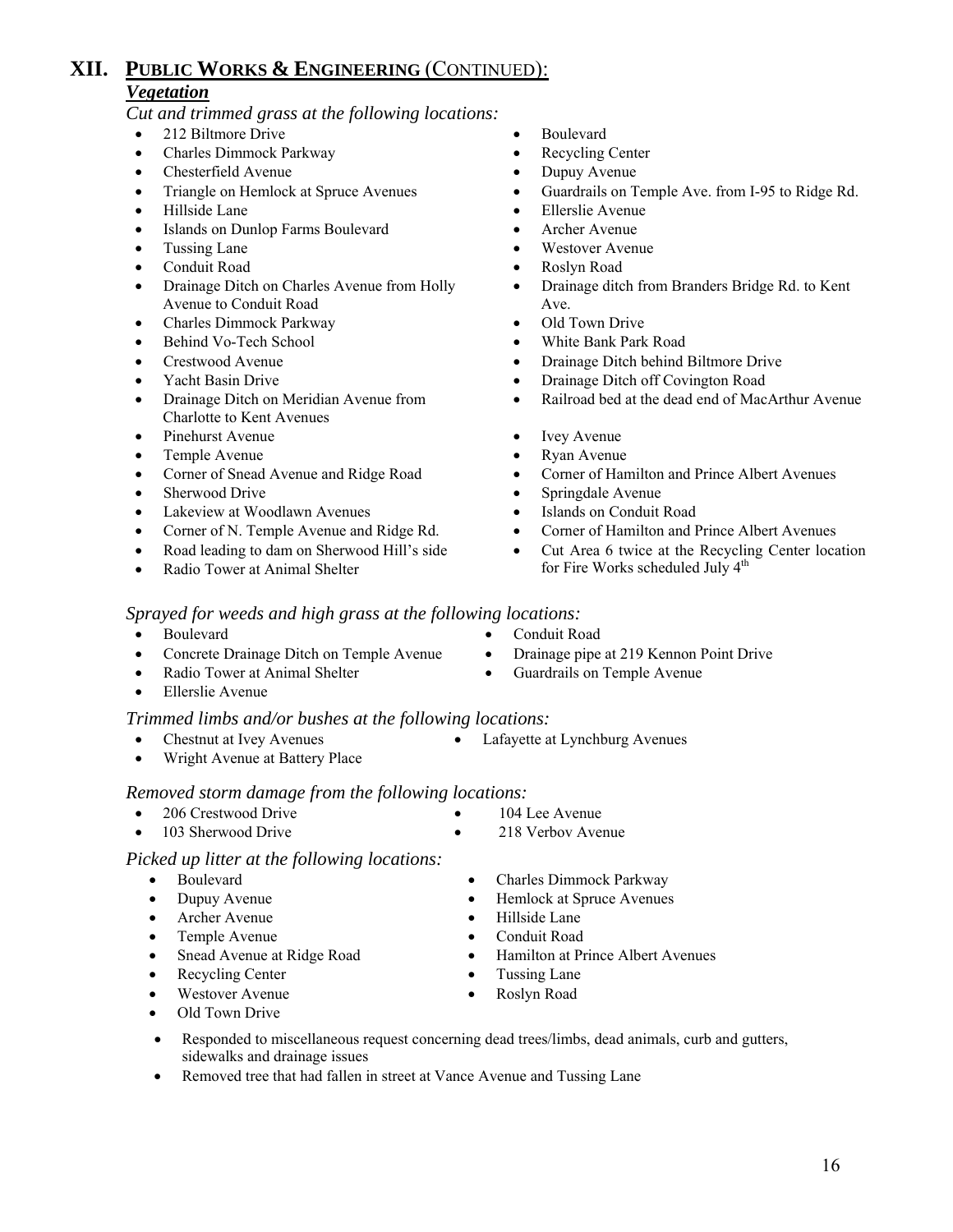# XII. PUBLIC WORKS & ENGINEERING (CONTINUED):

## *Vegetation*

*Cut and trimmed grass at the following locations:*

- 212 Biltmore Drive
- Charles Dimmock Parkway
- Chesterfield Avenue
- Triangle on Hemlock at Spruce Avenues
- Hillside Lane
- Islands on Dunlop Farms Boulevard
- Tussing Lane
- Conduit Road
- Drainage Ditch on Charles Avenue from Holly Avenue to Conduit Road
- Charles Dimmock Parkway
- Behind Vo-Tech School
- Crestwood Avenue
- Yacht Basin Drive
- Drainage Ditch on Meridian Avenue from Charlotte to Kent Avenues
- Pinehurst Avenue
- Temple Avenue
- Corner of Snead Avenue and Ridge Road
- Sherwood Drive
- Lakeview at Woodlawn Avenues
- Corner of N. Temple Avenue and Ridge Rd.
- Road leading to dam on Sherwood Hill's side
- Radio Tower at Animal Shelter
- Boulevard
- Recycling Center
- Dupuy Avenue
- Guardrails on Temple Ave. from I-95 to Ridge Rd.
- Ellerslie Avenue
- Archer Avenue
- Westover Avenue
- Roslyn Road
- Drainage ditch from Branders Bridge Rd. to Kent Ave.
- Old Town Drive
- White Bank Park Road
- Drainage Ditch behind Biltmore Drive
- Drainage Ditch off Covington Road
- Railroad bed at the dead end of MacArthur Avenue
- Ivey Avenue
- Ryan Avenue
- Corner of Hamilton and Prince Albert Avenues
- Springdale Avenue
- Islands on Conduit Road
- Corner of Hamilton and Prince Albert Avenues
- Cut Area 6 twice at the Recycling Center location for Fire Works scheduled July 4th

*Sprayed for weeds and high grass at the following locations:*

- Boulevard
- Concrete Drainage Ditch on Temple Avenue
- Radio Tower at Animal Shelter
- Ellerslie Avenue
- Conduit Road
- Drainage pipe at 219 Kennon Point Drive
- Guardrails on Temple Avenue

*Trimmed limbs and/or bushes at the following locations:*

- Chestnut at Ivey Avenues
- Wright Avenue at Battery Place
- Lafayette at Lynchburg Avenues

*Removed storm damage from the following locations:*

- 206 Crestwood Drive
- 103 Sherwood Drive
- 104 Lee Avenue
- 218 Verbov Avenue

*Picked up litter at the following locations:*

- Boulevard
- Dupuy Avenue
- Archer Avenue
- Temple Avenue
- Snead Avenue at Ridge Road
- Recycling Center
- Westover Avenue
- Old Town Drive
- Charles Dimmock Parkway
- Hemlock at Spruce Avenues
- Hillside Lane
- Conduit Road
- Hamilton at Prince Albert Avenues
- Tussing Lane
- Roslyn Road

- Responded to miscellaneous request concerning dead trees/limbs, dead animals, curb and gutters, sidewalks and drainage issues
- Removed tree that had fallen in street at Vance Avenue and Tussing Lane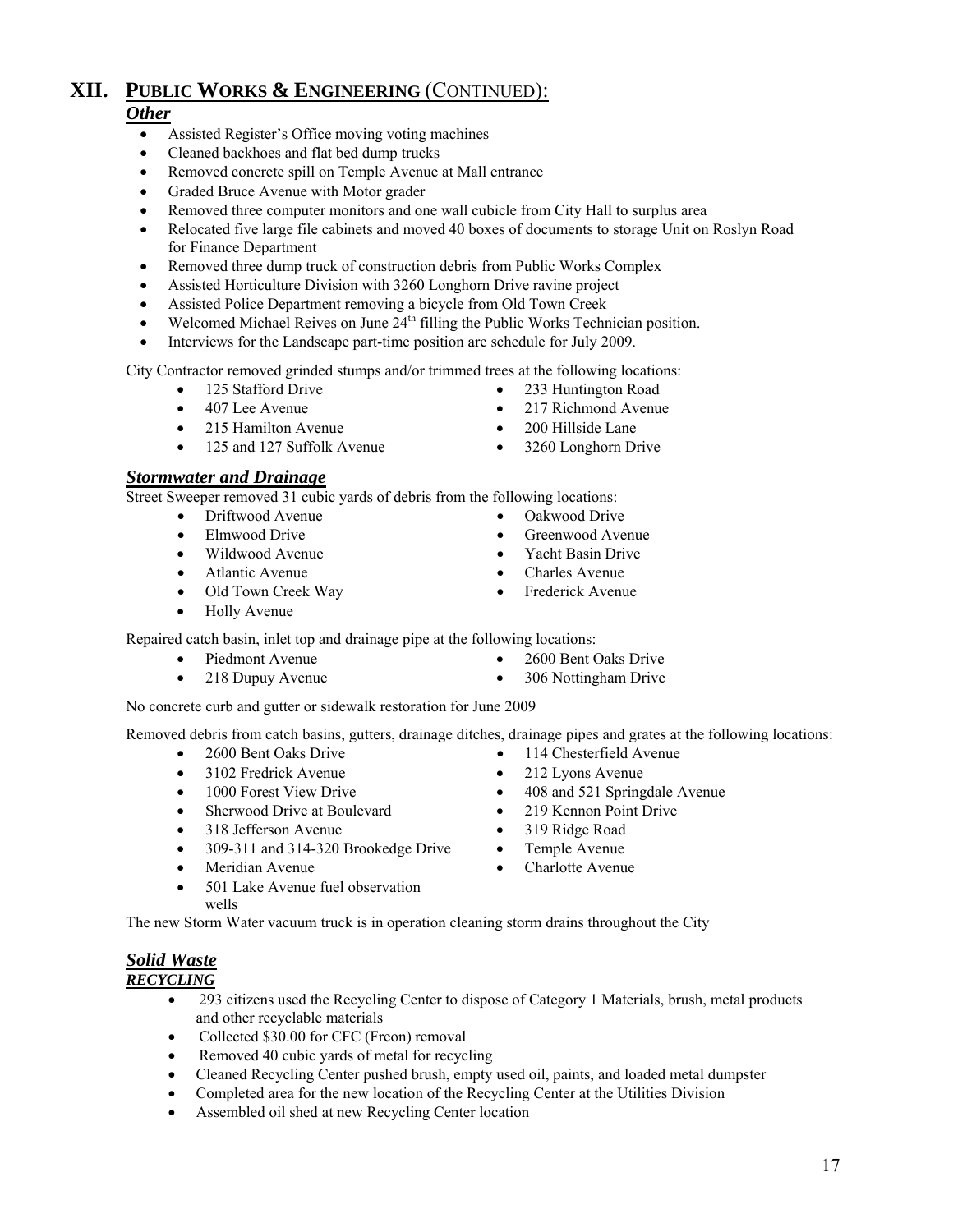# XII. PUBLIC WORKS & ENGINEERING (CONTINUED):

### *Other*

- Assisted Register's Office moving voting machines
- Cleaned backhoes and flat bed dump trucks
- Removed concrete spill on Temple Avenue at Mall entrance
- Graded Bruce Avenue with Motor grader
- Removed three computer monitors and one wall cubicle from City Hall to surplus area
- Relocated five large file cabinets and moved 40 boxes of documents to storage Unit on Roslyn Road for Finance Department
- Removed three dump truck of construction debris from Public Works Complex
- Assisted Horticulture Division with 3260 Longhorn Drive ravine project
- Assisted Police Department removing a bicycle from Old Town Creek
- Welcomed Michael Reives on June 24th filling the Public Works Technician position.
- Interviews for the Landscape part-time position are schedule for July 2009.

City Contractor removed grinded stumps and/or trimmed trees at the following locations:

- 125 Stafford Drive
- 407 Lee Avenue
- 215 Hamilton Avenue
- 125 and 127 Suffolk Avenue
- 233 Huntington Road
- 217 Richmond Avenue
- 200 Hillside Lane
- 3260 Longhorn Drive

### *Stormwater and Drainage*

Street Sweeper removed 31 cubic yards of debris from the following locations:

- Driftwood Avenue
- Elmwood Drive
- Wildwood Avenue
- Atlantic Avenue
- Old Town Creek Way
- Holly Avenue
- Oakwood Drive
- Greenwood Avenue
- Yacht Basin Drive
- Charles Avenue
- Frederick Avenue

Repaired catch basin, inlet top and drainage pipe at the following locations:

- Piedmont Avenue
- 218 Dupuy Avenue
- 2600 Bent Oaks Drive
- 306 Nottingham Drive

No concrete curb and gutter or sidewalk restoration for June 2009

Removed debris from catch basins, gutters, drainage ditches, drainage pipes and grates at the following locations:

- 2600 Bent Oaks Drive
- 3102 Fredrick Avenue
- 1000 Forest View Drive
- Sherwood Drive at Boulevard
- 318 Jefferson Avenue
- 309-311 and 314-320 Brookedge Drive
- Meridian Avenue
- 501 Lake Avenue fuel observation wells
- 114 Chesterfield Avenue
- 212 Lyons Avenue
- 408 and 521 Springdale Avenue
- 219 Kennon Point Drive
- 319 Ridge Road
- Temple Avenue
- Charlotte Avenue

The new Storm Water vacuum truck is in operation cleaning storm drains throughout the City

### *Solid Waste*

#### *RECYCLING*

- 293 citizens used the Recycling Center to dispose of Category 1 Materials, brush, metal products and other recyclable materials
- Collected $30.00 for CFC (Freon) removal
- Removed 40 cubic yards of metal for recycling
- Cleaned Recycling Center pushed brush, empty used oil, paints, and loaded metal dumpster
- Completed area for the new location of the Recycling Center at the Utilities Division
- Assembled oil shed at new Recycling Center location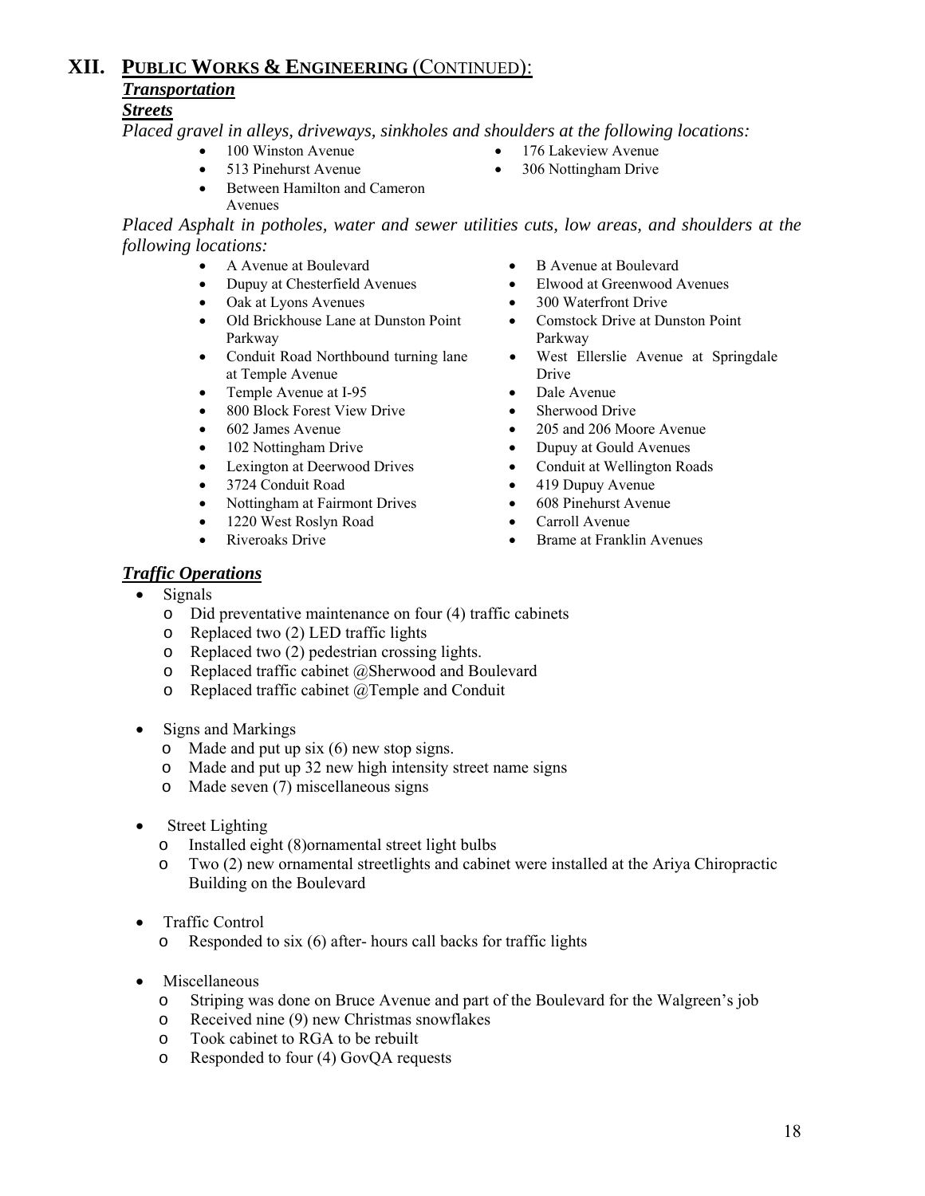# XII. PUBLIC WORKS & ENGINEERING (CONTINUED):

## *Transportation*

### *Streets*

*Placed gravel in alleys, driveways, sinkholes and shoulders at the following locations:*

- 100 Winston Avenue
- 513 Pinehurst Avenue
- Between Hamilton and Cameron Avenues
- 176 Lakeview Avenue
- 306 Nottingham Drive

*Placed Asphalt in potholes, water and sewer utilities cuts, low areas, and shoulders at the following locations:*

- A Avenue at Boulevard
- Dupuy at Chesterfield Avenues
- Oak at Lyons Avenues
- Old Brickhouse Lane at Dunston Point Parkway
- Conduit Road Northbound turning lane at Temple Avenue
- Temple Avenue at I-95
- 800 Block Forest View Drive
- 602 James Avenue
- 102 Nottingham Drive
- Lexington at Deerwood Drives
- 3724 Conduit Road
- Nottingham at Fairmont Drives
- 1220 West Roslyn Road
- Riveroaks Drive
- B Avenue at Boulevard
- Elwood at Greenwood Avenues
- 300 Waterfront Drive
- Comstock Drive at Dunston Point Parkway
- West Ellerslie Avenue at Springdale Drive
- Dale Avenue
- Sherwood Drive
- 205 and 206 Moore Avenue
- Dupuy at Gould Avenues
- Conduit at Wellington Roads
- 419 Dupuy Avenue
- 608 Pinehurst Avenue
- Carroll Avenue
- Brame at Franklin Avenues

### *Traffic Operations*

- Signals
  - Did preventative maintenance on four (4) traffic cabinets
  - Replaced two (2) LED traffic lights
  - Replaced two (2) pedestrian crossing lights.
  - Replaced traffic cabinet @Sherwood and Boulevard
  - Replaced traffic cabinet @Temple and Conduit

- Signs and Markings
  - Made and put up six (6) new stop signs.
  - Made and put up 32 new high intensity street name signs
  - Made seven (7) miscellaneous signs

- Street Lighting
  - Installed eight (8)ornamental street light bulbs
  - Two (2) new ornamental streetlights and cabinet were installed at the Ariya Chiropractic Building on the Boulevard

- Traffic Control
  - Responded to six (6) after- hours call backs for traffic lights

- Miscellaneous
  - Striping was done on Bruce Avenue and part of the Boulevard for the Walgreen's job
  - Received nine (9) new Christmas snowflakes
  - Took cabinet to RGA to be rebuilt
  - Responded to four (4) GovQA requests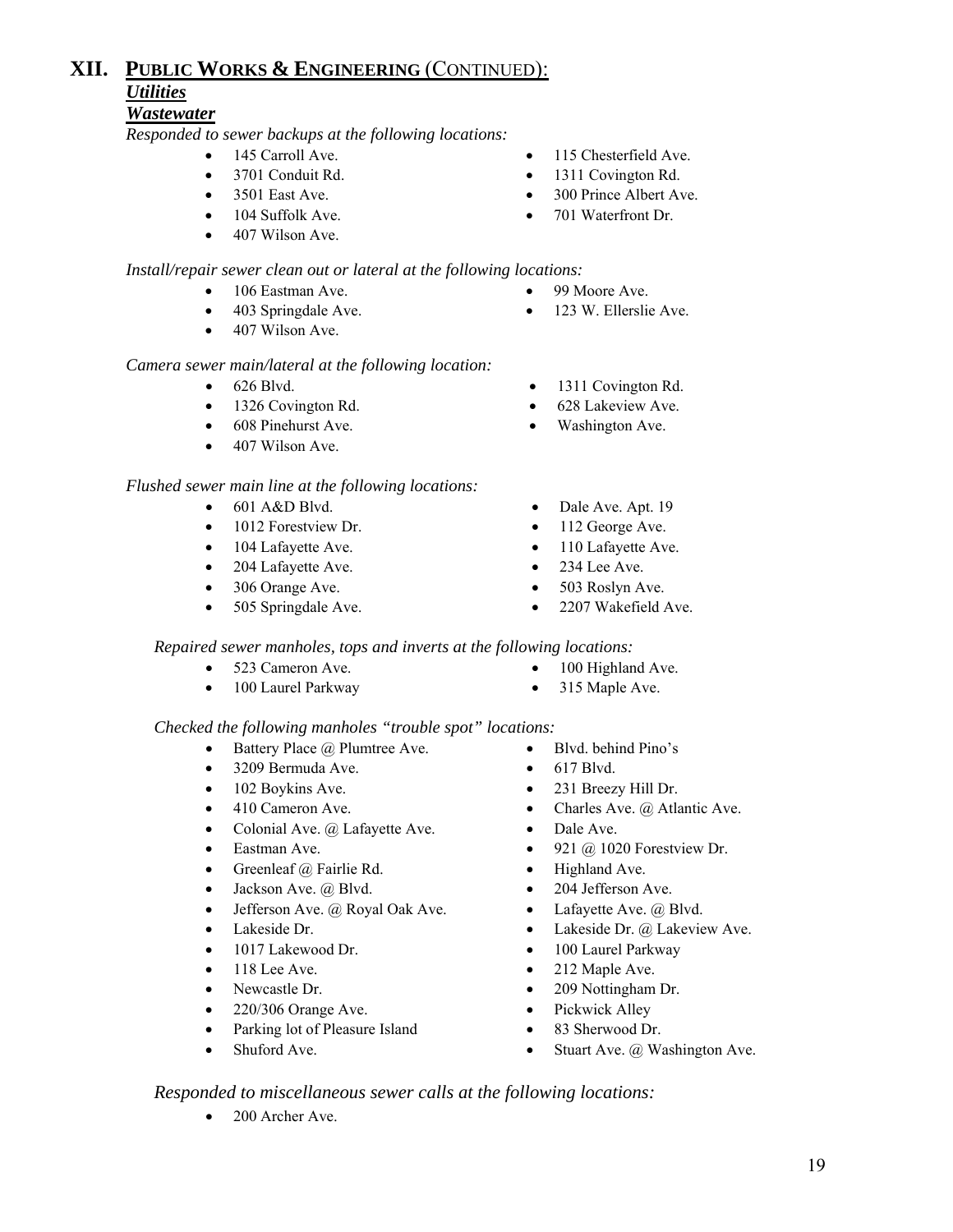# XII. PUBLIC WORKS & ENGINEERING (CONTINUED):

## *Utilities*

### *Wastewater*

*Responded to sewer backups at the following locations:*

- 145 Carroll Ave.
- 3701 Conduit Rd.
- 3501 East Ave.
- 104 Suffolk Ave.
- 407 Wilson Ave.
- 115 Chesterfield Ave.
- 1311 Covington Rd.
- 300 Prince Albert Ave.
- 701 Waterfront Dr.

*Install/repair sewer clean out or lateral at the following locations:*

- 106 Eastman Ave.
- 403 Springdale Ave.
- 407 Wilson Ave.
- 99 Moore Ave.
- 123 W. Ellerslie Ave.

*Camera sewer main/lateral at the following location:*

- 626 Blvd.
- 1326 Covington Rd.
- 608 Pinehurst Ave.
- 407 Wilson Ave.
- 1311 Covington Rd.
- 628 Lakeview Ave.
- Washington Ave.

*Flushed sewer main line at the following locations:*

- 601 A&D Blvd.
- 1012 Forestview Dr.
- 104 Lafayette Ave.
- 204 Lafayette Ave.
- 306 Orange Ave.
- 505 Springdale Ave.
- Dale Ave. Apt. 19
- 112 George Ave.
- 110 Lafayette Ave.
- 234 Lee Ave.
- 503 Roslyn Ave.
- 2207 Wakefield Ave.

*Repaired sewer manholes, tops and inverts at the following locations:*

- 523 Cameron Ave.
- 100 Laurel Parkway
- 100 Highland Ave.
- 315 Maple Ave.

*Checked the following manholes "trouble spot" locations:*

- Battery Place @ Plumtree Ave.
- 3209 Bermuda Ave.
- 102 Boykins Ave.
- 410 Cameron Ave.
- Colonial Ave. @ Lafayette Ave.
- Eastman Ave.
- Greenleaf @ Fairlie Rd.
- Jackson Ave. @ Blvd.
- Jefferson Ave. @ Royal Oak Ave.
- Lakeside Dr.
- 1017 Lakewood Dr.
- 118 Lee Ave.
- Newcastle Dr.
- 220/306 Orange Ave.
- Parking lot of Pleasure Island
- Shuford Ave.
- Blvd. behind Pino's
- 617 Blvd.
- 231 Breezy Hill Dr.
- Charles Ave. @ Atlantic Ave.
- Dale Ave.
- 921 @ 1020 Forestview Dr.
- Highland Ave.
- 204 Jefferson Ave.
- Lafayette Ave. @ Blvd.
- Lakeside Dr. @ Lakeview Ave.
- 100 Laurel Parkway
- 212 Maple Ave.
- 209 Nottingham Dr.
- Pickwick Alley
- 83 Sherwood Dr.
- Stuart Ave. @ Washington Ave.

*Responded to miscellaneous sewer calls at the following locations:*

- 200 Archer Ave.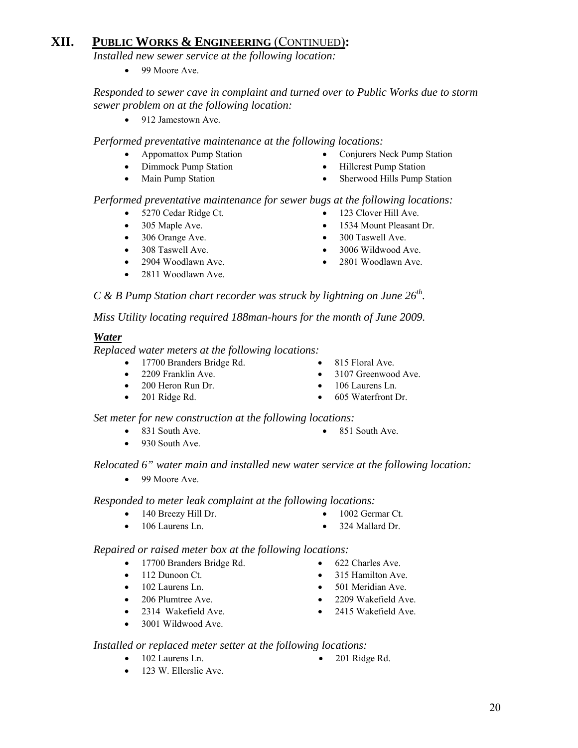## XII. **PUBLIC WORKS & ENGINEERING** (CONTINUED)**:**

*Installed new sewer service at the following location:*

- 99 Moore Ave.

*Responded to sewer cave in complaint and turned over to Public Works due to storm sewer problem on at the following location:*

- 912 Jamestown Ave.

*Performed preventative maintenance at the following locations:*

- Appomattox Pump Station
- Dimmock Pump Station
- Main Pump Station
- Conjurers Neck Pump Station
- Hillcrest Pump Station
- Sherwood Hills Pump Station

*Performed preventative maintenance for sewer bugs at the following locations:*

- 5270 Cedar Ridge Ct.
- 305 Maple Ave.
- 306 Orange Ave.
- 308 Taswell Ave.
- 2904 Woodlawn Ave.
- 2811 Woodlawn Ave.
- 123 Clover Hill Ave.
- 1534 Mount Pleasant Dr.
- 300 Taswell Ave.
- 3006 Wildwood Ave.
- 2801 Woodlawn Ave.

*C & B Pump Station chart recorder was struck by lightning on June 26th.*

*Miss Utility locating required 188man-hours for the month of June 2009.*

***Water***

*Replaced water meters at the following locations:*

- 17700 Branders Bridge Rd.
- 2209 Franklin Ave.
- 200 Heron Run Dr.
- 201 Ridge Rd.
- 815 Floral Ave.
- 3107 Greenwood Ave.
- 106 Laurens Ln.
- 605 Waterfront Dr.

*Set meter for new construction at the following locations:*

- 831 South Ave.
- 930 South Ave.
- 851 South Ave.

*Relocated 6" water main and installed new water service at the following location:*

- 99 Moore Ave.

*Responded to meter leak complaint at the following locations:*

- 140 Breezy Hill Dr.
- 106 Laurens Ln.
- 1002 Germar Ct.
- 324 Mallard Dr.

*Repaired or raised meter box at the following locations:*

- 17700 Branders Bridge Rd.
- 112 Dunoon Ct.
- 102 Laurens Ln.
- 206 Plumtree Ave.
- 2314 Wakefield Ave.
- 3001 Wildwood Ave.
- 622 Charles Ave.
- 315 Hamilton Ave.
- 501 Meridian Ave.
- 2209 Wakefield Ave.
- 2415 Wakefield Ave.

*Installed or replaced meter setter at the following locations:*

- 102 Laurens Ln.
- 123 W. Ellerslie Ave.
- 201 Ridge Rd.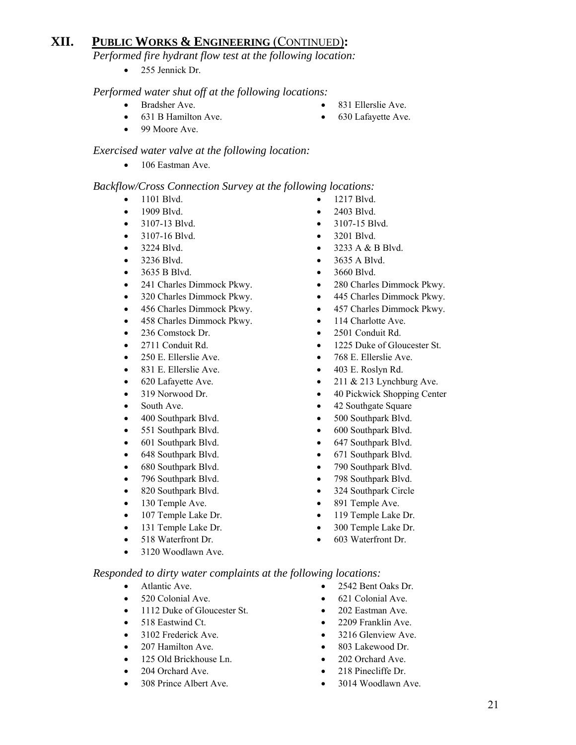## XII. PUBLIC WORKS & ENGINEERING (CONTINUED):

*Performed fire hydrant flow test at the following location:*

- 255 Jennick Dr.

*Performed water shut off at the following locations:*

- Bradsher Ave.
- 831 Ellerslie Ave.
- 631 B Hamilton Ave.
- 630 Lafayette Ave.
- 99 Moore Ave.

*Exercised water valve at the following location:*

- 106 Eastman Ave.

*Backflow/Cross Connection Survey at the following locations:*

- 1101 Blvd.
- 1217 Blvd.
- 1909 Blvd.
- 2403 Blvd.
- 3107-13 Blvd.
- 3107-15 Blvd.
- 3107-16 Blvd.
- 3201 Blvd.
- 3224 Blvd.
- 3233 A & B Blvd.
- 3236 Blvd.
- 3635 A Blvd.
- 3635 B Blvd.
- 3660 Blvd.
- 241 Charles Dimmock Pkwy.
- 280 Charles Dimmock Pkwy.
- 320 Charles Dimmock Pkwy.
- 445 Charles Dimmock Pkwy.
- 456 Charles Dimmock Pkwy.
- 457 Charles Dimmock Pkwy.
- 458 Charles Dimmock Pkwy.
- 114 Charlotte Ave.
- 236 Comstock Dr.
- 2501 Conduit Rd.
- 2711 Conduit Rd.
- 1225 Duke of Gloucester St.
- 250 E. Ellerslie Ave.
- 768 E. Ellerslie Ave.
- 831 E. Ellerslie Ave.
- 403 E. Roslyn Rd.
- 620 Lafayette Ave.
- 211 & 213 Lynchburg Ave.
- 319 Norwood Dr.
- 40 Pickwick Shopping Center
- South Ave.
- 42 Southgate Square
- 400 Southpark Blvd.
- 500 Southpark Blvd.
- 551 Southpark Blvd.
- 600 Southpark Blvd.
- 601 Southpark Blvd.
- 647 Southpark Blvd.
- 648 Southpark Blvd.
- 671 Southpark Blvd.
- 680 Southpark Blvd.
- 790 Southpark Blvd.
- 796 Southpark Blvd.
- 798 Southpark Blvd.
- 820 Southpark Blvd.
- 324 Southpark Circle
- 130 Temple Ave.
- 891 Temple Ave.
- 107 Temple Lake Dr.
- 119 Temple Lake Dr.
- 131 Temple Lake Dr.
- 300 Temple Lake Dr.
- 518 Waterfront Dr.
- 603 Waterfront Dr.
- 3120 Woodlawn Ave.

*Responded to dirty water complaints at the following locations:*

- Atlantic Ave.
- 2542 Bent Oaks Dr.
- 520 Colonial Ave.
- 621 Colonial Ave.
- 1112 Duke of Gloucester St.
- 202 Eastman Ave.
- 518 Eastwind Ct.
- 2209 Franklin Ave.
- 3102 Frederick Ave.
- 3216 Glenview Ave.
- 207 Hamilton Ave.
- 803 Lakewood Dr.
- 125 Old Brickhouse Ln.
- 202 Orchard Ave.
- 204 Orchard Ave.
- 218 Pinecliffe Dr.
- 308 Prince Albert Ave.
- 3014 Woodlawn Ave.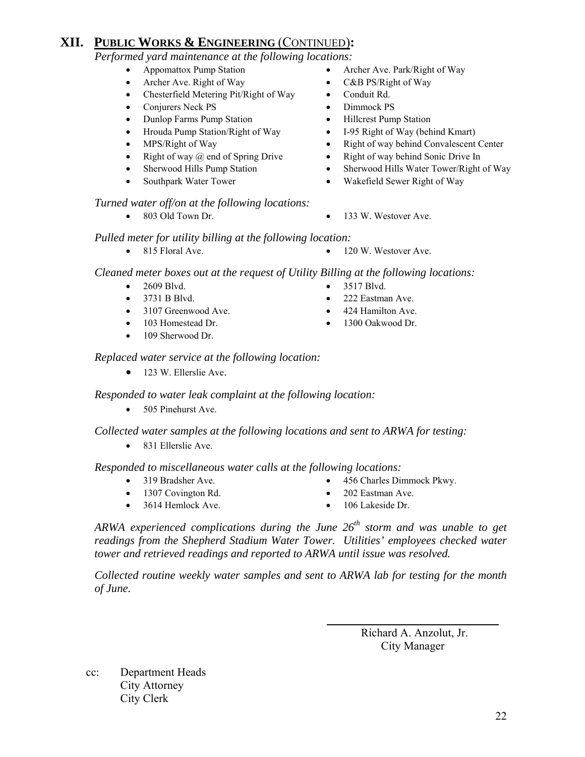## XII. PUBLIC WORKS & ENGINEERING (CONTINUED):

*Performed yard maintenance at the following locations:*

- Appomattox Pump Station
- Archer Ave. Park/Right of Way
- Archer Ave. Right of Way
- C&B PS/Right of Way
- Chesterfield Metering Pit/Right of Way
- Conduit Rd.
- Conjurers Neck PS
- Dimmock PS
- Dunlop Farms Pump Station
- Hillcrest Pump Station
- Hrouda Pump Station/Right of Way
- I-95 Right of Way (behind Kmart)
- MPS/Right of Way
- Right of way behind Convalescent Center
- Right of way @ end of Spring Drive
- Right of way behind Sonic Drive In
- Sherwood Hills Pump Station
- Sherwood Hills Water Tower/Right of Way
- Southpark Water Tower
- Wakefield Sewer Right of Way

*Turned water off/on at the following locations:*

- 803 Old Town Dr.
- 133 W. Westover Ave.

*Pulled meter for utility billing at the following location:*

- 815 Floral Ave.
- 120 W. Westover Ave.

*Cleaned meter boxes out at the request of Utility Billing at the following locations:*

- 2609 Blvd.
- 3517 Blvd.
- 3731 B Blvd.
- 222 Eastman Ave.
- 3107 Greenwood Ave.
- 424 Hamilton Ave.
- 103 Homestead Dr.
- 1300 Oakwood Dr.
- 109 Sherwood Dr.

*Replaced water service at the following location:*

- 123 W. Ellerslie Ave.

*Responded to water leak complaint at the following location:*

- 505 Pinehurst Ave.

*Collected water samples at the following locations and sent to ARWA for testing:*

- 831 Ellerslie Ave.

*Responded to miscellaneous water calls at the following locations:*

- 319 Bradsher Ave.
- 456 Charles Dimmock Pkwy.
- 1307 Covington Rd.
- 202 Eastman Ave.
- 3614 Hemlock Ave.
- 106 Lakeside Dr.

*ARWA experienced complications during the June 26th storm and was unable to get readings from the Shepherd Stadium Water Tower. Utilities' employees checked water tower and retrieved readings and reported to ARWA until issue was resolved.*

*Collected routine weekly water samples and sent to ARWA lab for testing for the month of June.*

Richard A. Anzolut, Jr.
City Manager

cc: Department Heads
City Attorney
City Clerk